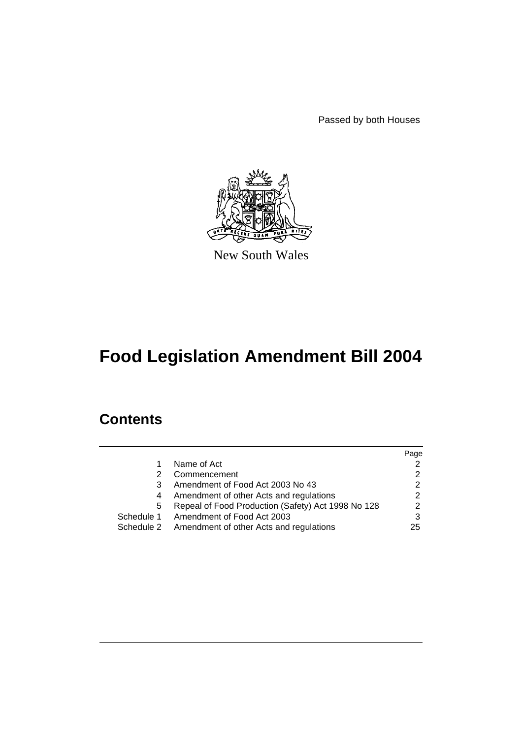Passed by both Houses

New South Wales

# Food Legislation Amendment Bill 2004

## Contents

| | | Page |
|---|---|---|
| 1 | Name of Act | 2 |
| 2 | Commencement | 2 |
| 3 | Amendment of Food Act 2003 No 43 | 2 |
| 4 | Amendment of other Acts and regulations | 2 |
| 5 | Repeal of Food Production (Safety) Act 1998 No 128 | 2 |
| Schedule 1 | Amendment of Food Act 2003 | 3 |
| Schedule 2 | Amendment of other Acts and regulations | 25 |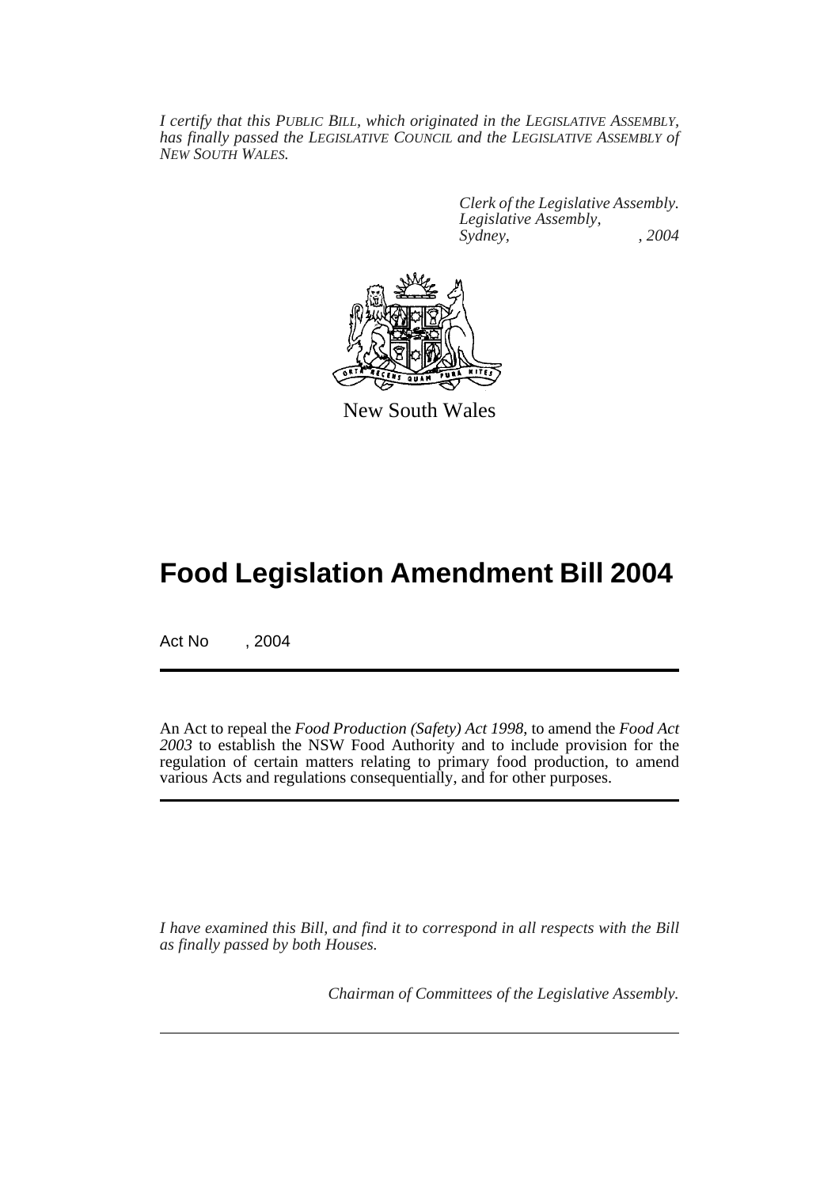*I certify that this PUBLIC BILL, which originated in the LEGISLATIVE ASSEMBLY, has finally passed the LEGISLATIVE COUNCIL and the LEGISLATIVE ASSEMBLY of NEW SOUTH WALES.*

*Clerk of the Legislative Assembly.*
*Legislative Assembly,*
*Sydney, , 2004*

New South Wales

# Food Legislation Amendment Bill 2004

Act No , 2004

An Act to repeal the *Food Production (Safety) Act 1998*, to amend the *Food Act 2003* to establish the NSW Food Authority and to include provision for the regulation of certain matters relating to primary food production, to amend various Acts and regulations consequentially, and for other purposes.

*I have examined this Bill, and find it to correspond in all respects with the Bill as finally passed by both Houses.*

*Chairman of Committees of the Legislative Assembly.*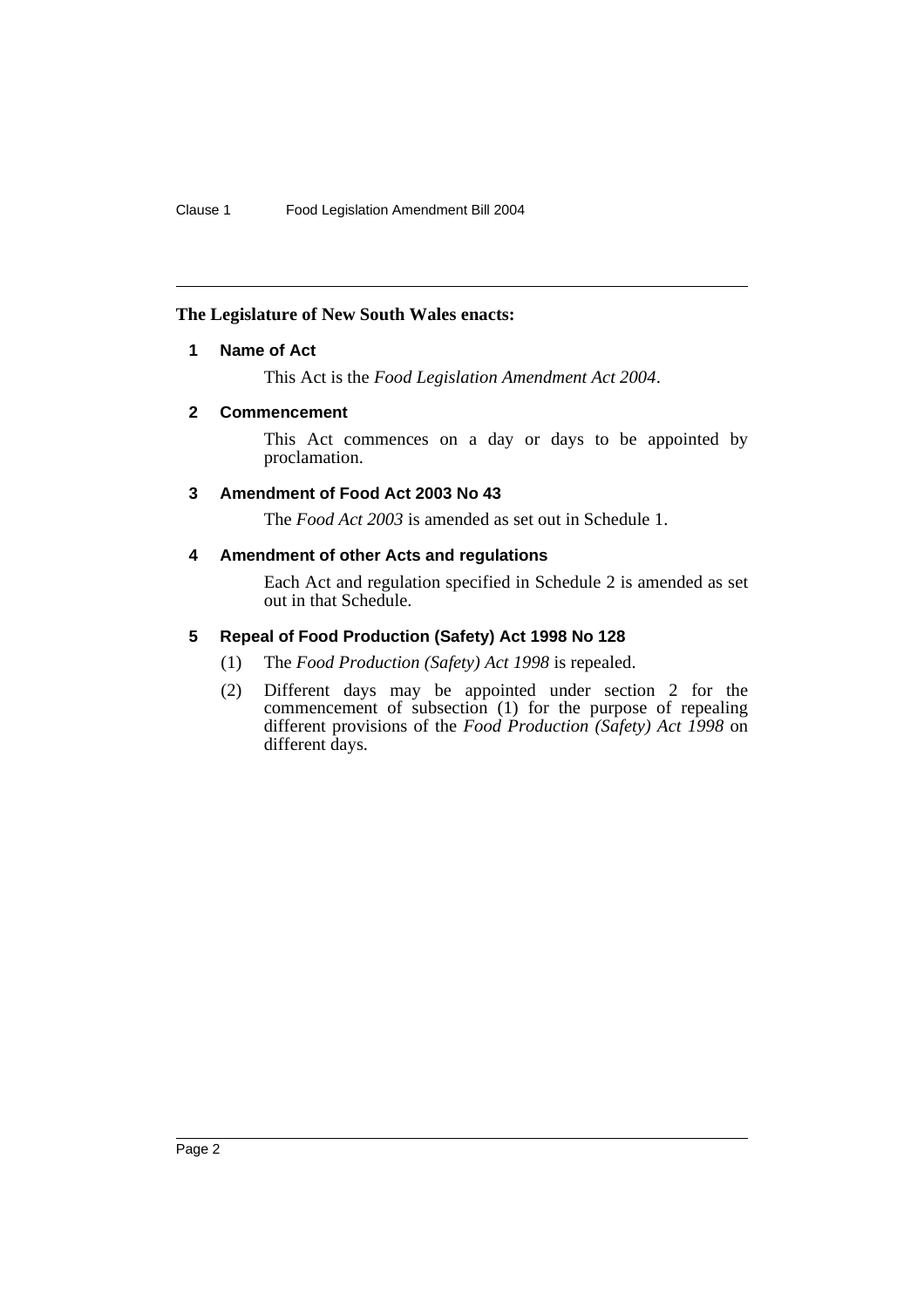**The Legislature of New South Wales enacts:**

### 1 Name of Act

This Act is the *Food Legislation Amendment Act 2004*.

### 2 Commencement

This Act commences on a day or days to be appointed by proclamation.

### 3 Amendment of Food Act 2003 No 43

The *Food Act 2003* is amended as set out in Schedule 1.

### 4 Amendment of other Acts and regulations

Each Act and regulation specified in Schedule 2 is amended as set out in that Schedule.

### 5 Repeal of Food Production (Safety) Act 1998 No 128

(1) The *Food Production (Safety) Act 1998* is repealed.

(2) Different days may be appointed under section 2 for the commencement of subsection (1) for the purpose of repealing different provisions of the *Food Production (Safety) Act 1998* on different days.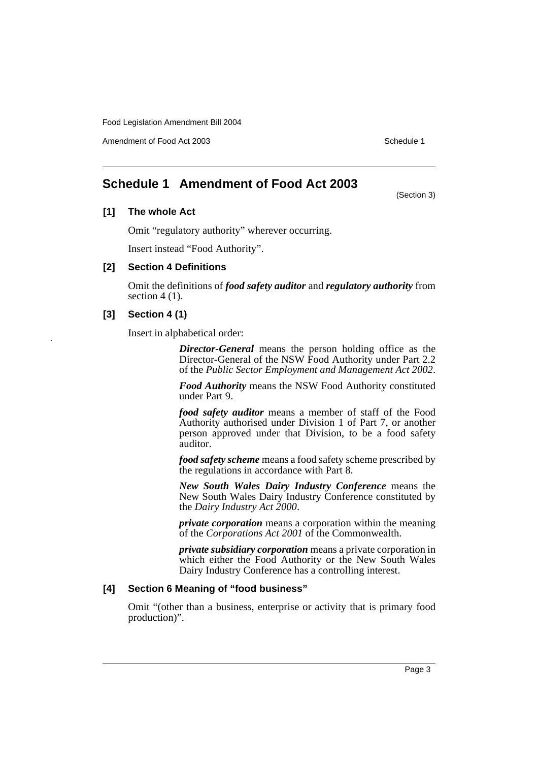## Schedule 1 Amendment of Food Act 2003

(Section 3)

**[1] The whole Act**

Omit "regulatory authority" wherever occurring.

Insert instead "Food Authority".

**[2] Section 4 Definitions**

Omit the definitions of ***food safety auditor*** and ***regulatory authority*** from section 4 (1).

**[3] Section 4 (1)**

Insert in alphabetical order:

> ***Director-General*** means the person holding office as the Director-General of the NSW Food Authority under Part 2.2 of the *Public Sector Employment and Management Act 2002*.
>
> ***Food Authority*** means the NSW Food Authority constituted under Part 9.
>
> ***food safety auditor*** means a member of staff of the Food Authority authorised under Division 1 of Part 7, or another person approved under that Division, to be a food safety auditor.
>
> ***food safety scheme*** means a food safety scheme prescribed by the regulations in accordance with Part 8.
>
> ***New South Wales Dairy Industry Conference*** means the New South Wales Dairy Industry Conference constituted by the *Dairy Industry Act 2000*.
>
> ***private corporation*** means a corporation within the meaning of the *Corporations Act 2001* of the Commonwealth.
>
> ***private subsidiary corporation*** means a private corporation in which either the Food Authority or the New South Wales Dairy Industry Conference has a controlling interest.

**[4] Section 6 Meaning of "food business"**

Omit "(other than a business, enterprise or activity that is primary food production)".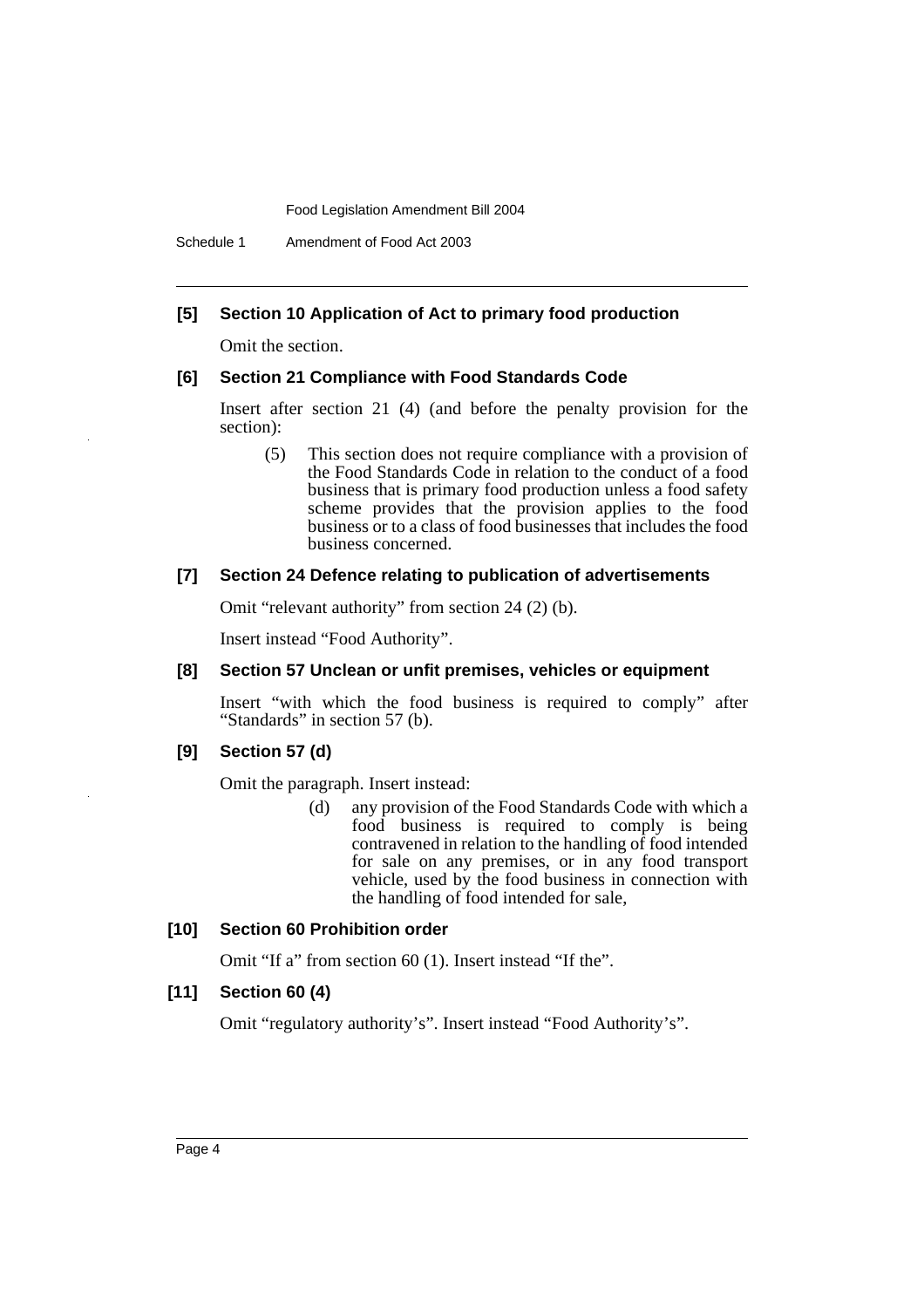### [5] Section 10 Application of Act to primary food production

Omit the section.

### [6] Section 21 Compliance with Food Standards Code

Insert after section 21 (4) (and before the penalty provision for the section):

> (5) This section does not require compliance with a provision of the Food Standards Code in relation to the conduct of a food business that is primary food production unless a food safety scheme provides that the provision applies to the food business or to a class of food businesses that includes the food business concerned.

### [7] Section 24 Defence relating to publication of advertisements

Omit "relevant authority" from section 24 (2) (b).

Insert instead "Food Authority".

### [8] Section 57 Unclean or unfit premises, vehicles or equipment

Insert "with which the food business is required to comply" after "Standards" in section 57 (b).

### [9] Section 57 (d)

Omit the paragraph. Insert instead:

> (d) any provision of the Food Standards Code with which a food business is required to comply is being contravened in relation to the handling of food intended for sale on any premises, or in any food transport vehicle, used by the food business in connection with the handling of food intended for sale,

### [10] Section 60 Prohibition order

Omit "If a" from section 60 (1). Insert instead "If the".

### [11] Section 60 (4)

Omit "regulatory authority's". Insert instead "Food Authority's".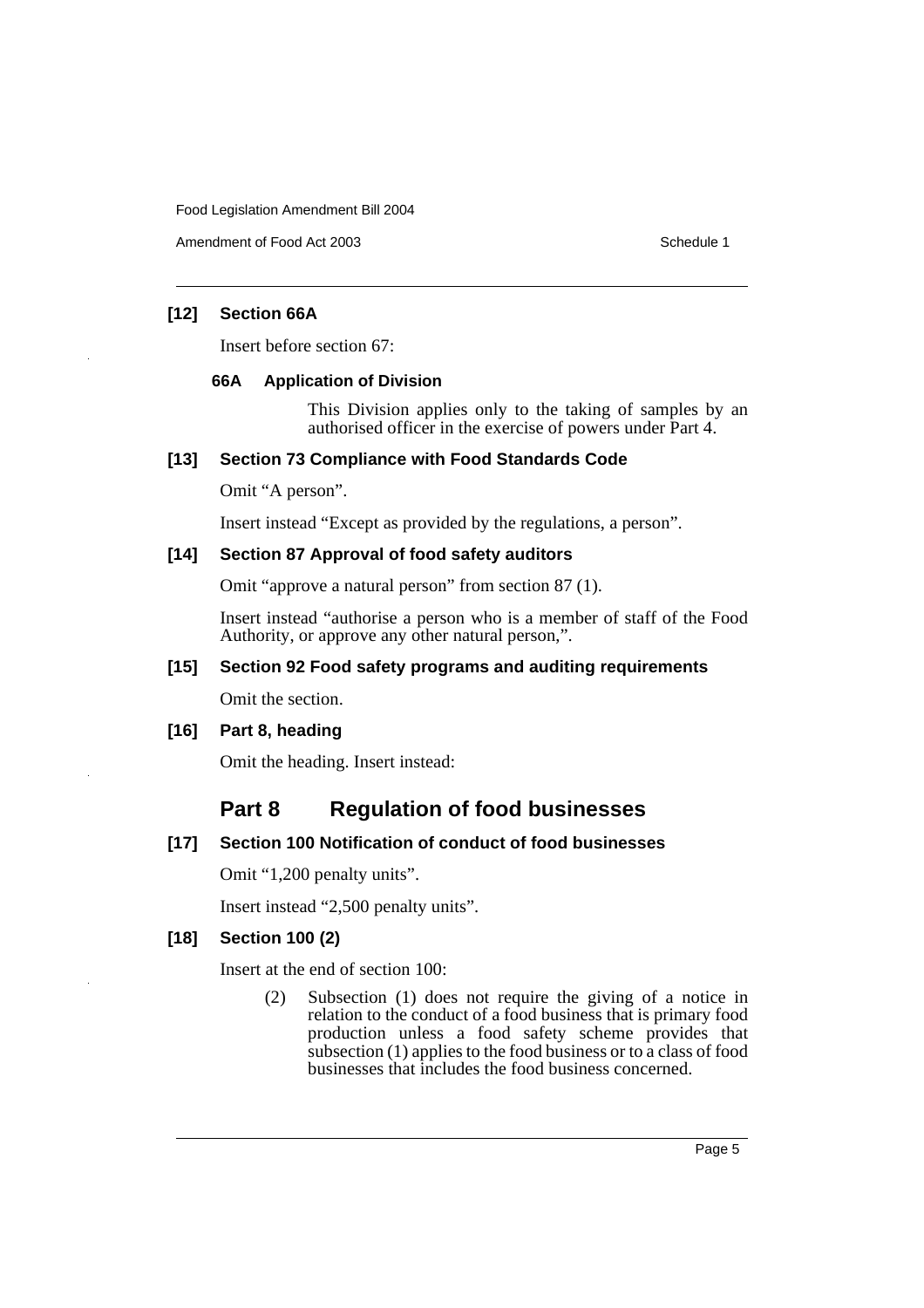**[12] Section 66A**

Insert before section 67:

**66A Application of Division**

This Division applies only to the taking of samples by an authorised officer in the exercise of powers under Part 4.

**[13] Section 73 Compliance with Food Standards Code**

Omit "A person".

Insert instead "Except as provided by the regulations, a person".

**[14] Section 87 Approval of food safety auditors**

Omit "approve a natural person" from section 87 (1).

Insert instead "authorise a person who is a member of staff of the Food Authority, or approve any other natural person,".

**[15] Section 92 Food safety programs and auditing requirements**

Omit the section.

**[16] Part 8, heading**

Omit the heading. Insert instead:

## Part 8 Regulation of food businesses

**[17] Section 100 Notification of conduct of food businesses**

Omit "1,200 penalty units".

Insert instead "2,500 penalty units".

**[18] Section 100 (2)**

Insert at the end of section 100:

(2) Subsection (1) does not require the giving of a notice in relation to the conduct of a food business that is primary food production unless a food safety scheme provides that subsection (1) applies to the food business or to a class of food businesses that includes the food business concerned.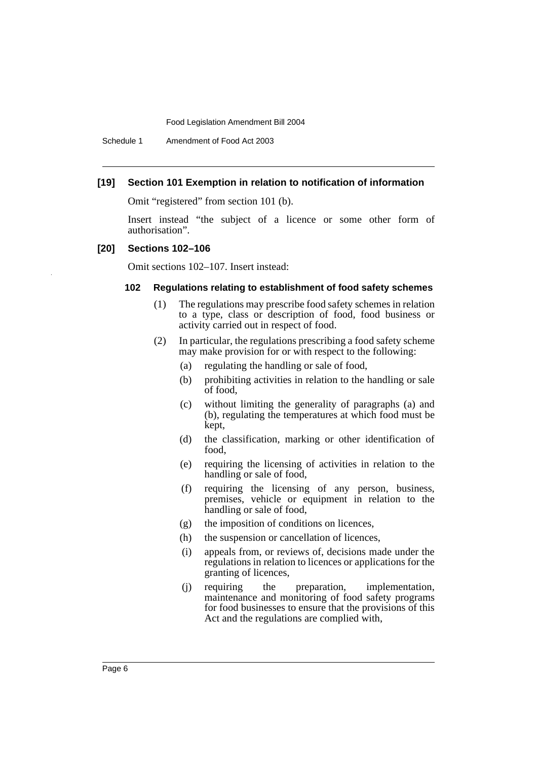### [19] Section 101 Exemption in relation to notification of information

Omit "registered" from section 101 (b).

Insert instead "the subject of a licence or some other form of authorisation".

### [20] Sections 102–106

Omit sections 102–107. Insert instead:

#### 102 Regulations relating to establishment of food safety schemes

(1) The regulations may prescribe food safety schemes in relation to a type, class or description of food, food business or activity carried out in respect of food.

(2) In particular, the regulations prescribing a food safety scheme may make provision for or with respect to the following:

- (a) regulating the handling or sale of food,
- (b) prohibiting activities in relation to the handling or sale of food,
- (c) without limiting the generality of paragraphs (a) and (b), regulating the temperatures at which food must be kept,
- (d) the classification, marking or other identification of food,
- (e) requiring the licensing of activities in relation to the handling or sale of food,
- (f) requiring the licensing of any person, business, premises, vehicle or equipment in relation to the handling or sale of food,
- (g) the imposition of conditions on licences,
- (h) the suspension or cancellation of licences,
- (i) appeals from, or reviews of, decisions made under the regulations in relation to licences or applications for the granting of licences,
- (j) requiring the preparation, implementation, maintenance and monitoring of food safety programs for food businesses to ensure that the provisions of this Act and the regulations are complied with,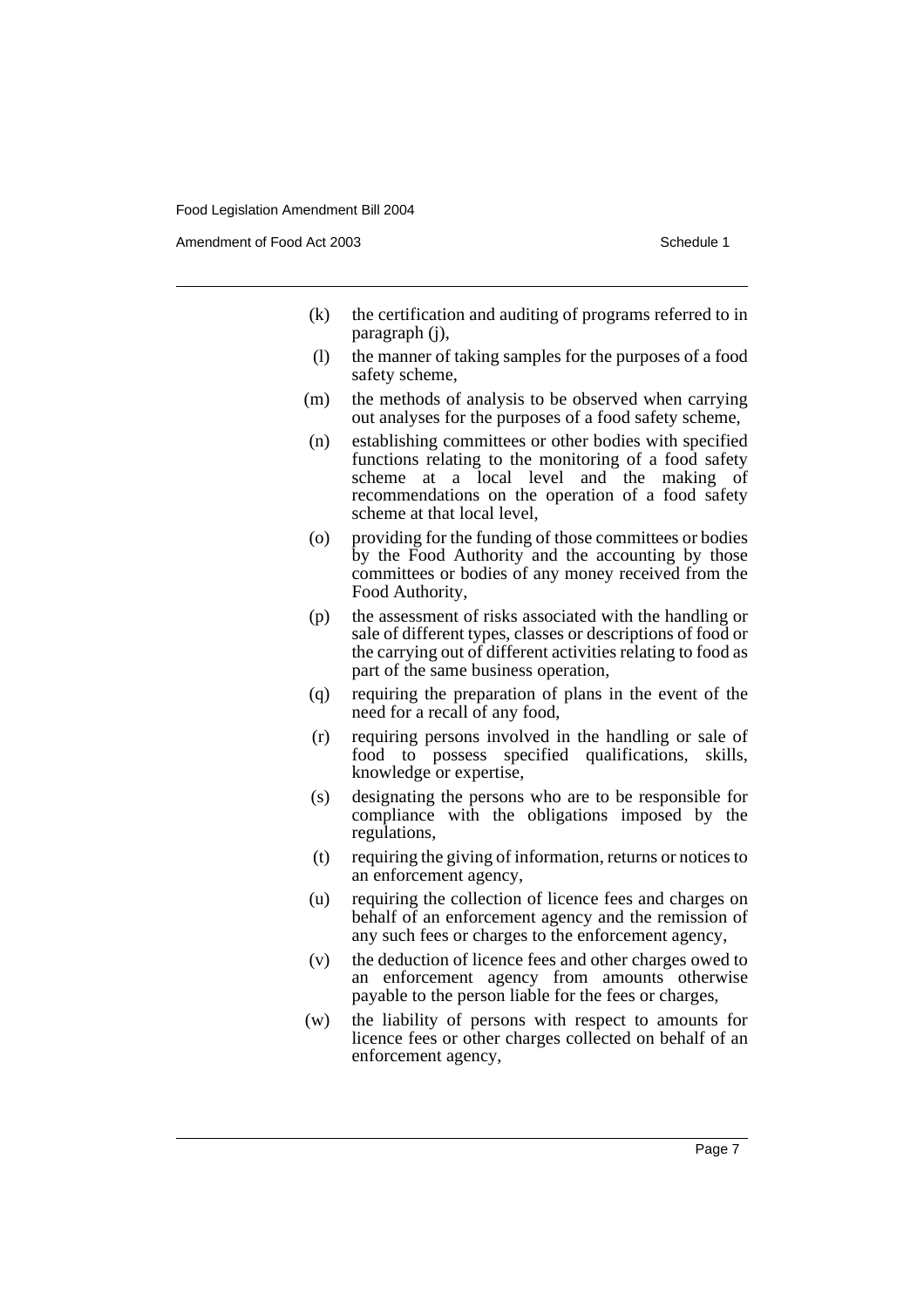(k) the certification and auditing of programs referred to in paragraph (j),

(l) the manner of taking samples for the purposes of a food safety scheme,

(m) the methods of analysis to be observed when carrying out analyses for the purposes of a food safety scheme,

(n) establishing committees or other bodies with specified functions relating to the monitoring of a food safety scheme at a local level and the making of recommendations on the operation of a food safety scheme at that local level,

(o) providing for the funding of those committees or bodies by the Food Authority and the accounting by those committees or bodies of any money received from the Food Authority,

(p) the assessment of risks associated with the handling or sale of different types, classes or descriptions of food or the carrying out of different activities relating to food as part of the same business operation,

(q) requiring the preparation of plans in the event of the need for a recall of any food,

(r) requiring persons involved in the handling or sale of food to possess specified qualifications, skills, knowledge or expertise,

(s) designating the persons who are to be responsible for compliance with the obligations imposed by the regulations,

(t) requiring the giving of information, returns or notices to an enforcement agency,

(u) requiring the collection of licence fees and charges on behalf of an enforcement agency and the remission of any such fees or charges to the enforcement agency,

(v) the deduction of licence fees and other charges owed to an enforcement agency from amounts otherwise payable to the person liable for the fees or charges,

(w) the liability of persons with respect to amounts for licence fees or other charges collected on behalf of an enforcement agency,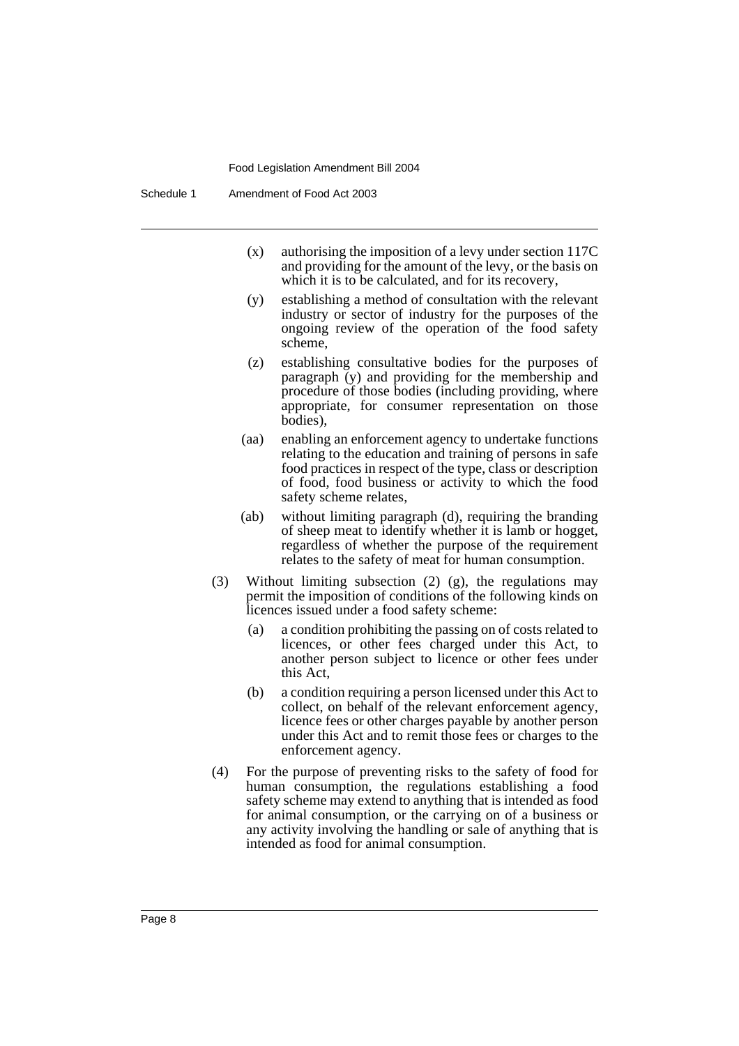(x) authorising the imposition of a levy under section 117C and providing for the amount of the levy, or the basis on which it is to be calculated, and for its recovery,

(y) establishing a method of consultation with the relevant industry or sector of industry for the purposes of the ongoing review of the operation of the food safety scheme,

(z) establishing consultative bodies for the purposes of paragraph (y) and providing for the membership and procedure of those bodies (including providing, where appropriate, for consumer representation on those bodies),

(aa) enabling an enforcement agency to undertake functions relating to the education and training of persons in safe food practices in respect of the type, class or description of food, food business or activity to which the food safety scheme relates,

(ab) without limiting paragraph (d), requiring the branding of sheep meat to identify whether it is lamb or hogget, regardless of whether the purpose of the requirement relates to the safety of meat for human consumption.

(3) Without limiting subsection (2) (g), the regulations may permit the imposition of conditions of the following kinds on licences issued under a food safety scheme:

(a) a condition prohibiting the passing on of costs related to licences, or other fees charged under this Act, to another person subject to licence or other fees under this Act,

(b) a condition requiring a person licensed under this Act to collect, on behalf of the relevant enforcement agency, licence fees or other charges payable by another person under this Act and to remit those fees or charges to the enforcement agency.

(4) For the purpose of preventing risks to the safety of food for human consumption, the regulations establishing a food safety scheme may extend to anything that is intended as food for animal consumption, or the carrying on of a business or any activity involving the handling or sale of anything that is intended as food for animal consumption.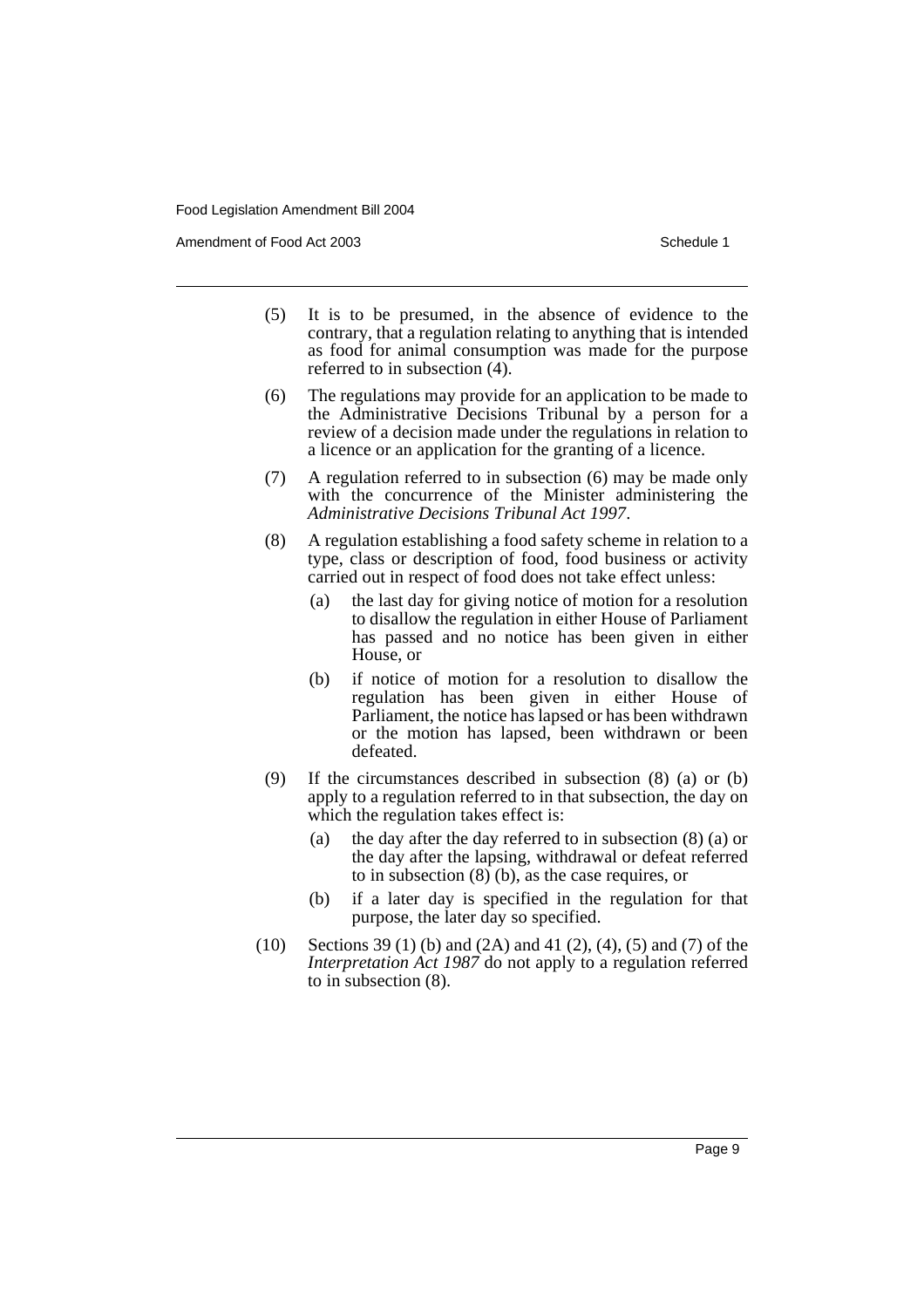(5) It is to be presumed, in the absence of evidence to the contrary, that a regulation relating to anything that is intended as food for animal consumption was made for the purpose referred to in subsection (4).

(6) The regulations may provide for an application to be made to the Administrative Decisions Tribunal by a person for a review of a decision made under the regulations in relation to a licence or an application for the granting of a licence.

(7) A regulation referred to in subsection (6) may be made only with the concurrence of the Minister administering the *Administrative Decisions Tribunal Act 1997*.

(8) A regulation establishing a food safety scheme in relation to a type, class or description of food, food business or activity carried out in respect of food does not take effect unless:

- (a) the last day for giving notice of motion for a resolution to disallow the regulation in either House of Parliament has passed and no notice has been given in either House, or
- (b) if notice of motion for a resolution to disallow the regulation has been given in either House of Parliament, the notice has lapsed or has been withdrawn or the motion has lapsed, been withdrawn or been defeated.

(9) If the circumstances described in subsection (8) (a) or (b) apply to a regulation referred to in that subsection, the day on which the regulation takes effect is:

- (a) the day after the day referred to in subsection (8) (a) or the day after the lapsing, withdrawal or defeat referred to in subsection (8) (b), as the case requires, or
- (b) if a later day is specified in the regulation for that purpose, the later day so specified.

(10) Sections 39 (1) (b) and (2A) and 41 (2), (4), (5) and (7) of the *Interpretation Act 1987* do not apply to a regulation referred to in subsection (8).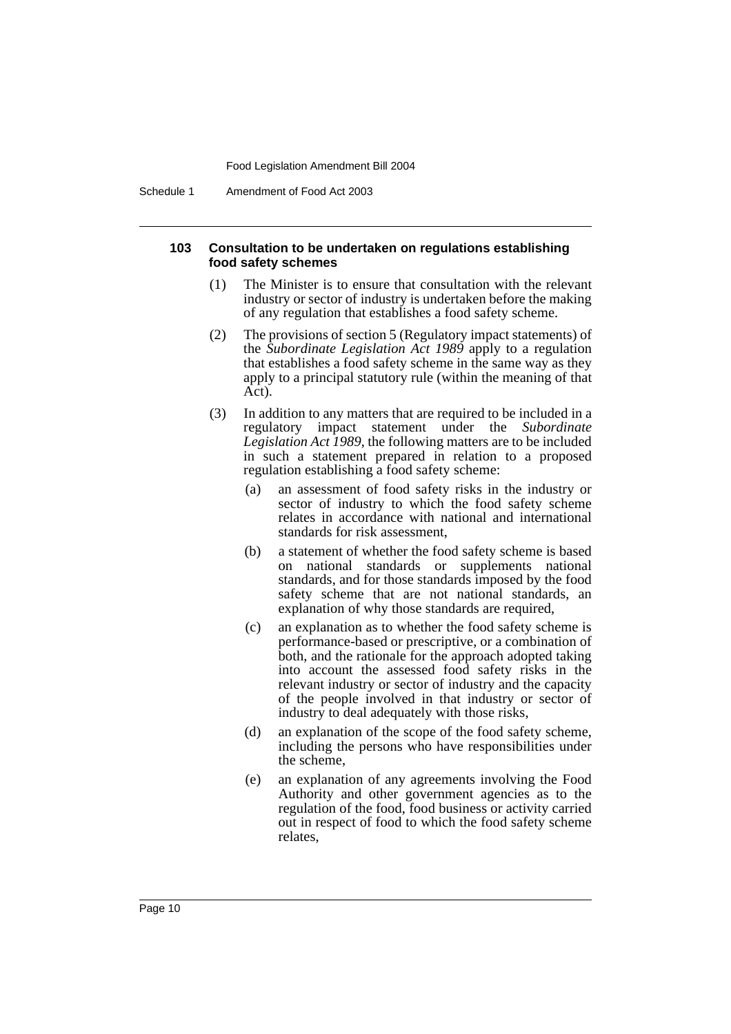**103 Consultation to be undertaken on regulations establishing food safety schemes**

(1) The Minister is to ensure that consultation with the relevant industry or sector of industry is undertaken before the making of any regulation that establishes a food safety scheme.

(2) The provisions of section 5 (Regulatory impact statements) of the *Subordinate Legislation Act 1989* apply to a regulation that establishes a food safety scheme in the same way as they apply to a principal statutory rule (within the meaning of that Act).

(3) In addition to any matters that are required to be included in a regulatory impact statement under the *Subordinate Legislation Act 1989*, the following matters are to be included in such a statement prepared in relation to a proposed regulation establishing a food safety scheme:

(a) an assessment of food safety risks in the industry or sector of industry to which the food safety scheme relates in accordance with national and international standards for risk assessment,

(b) a statement of whether the food safety scheme is based on national standards or supplements national standards, and for those standards imposed by the food safety scheme that are not national standards, an explanation of why those standards are required,

(c) an explanation as to whether the food safety scheme is performance-based or prescriptive, or a combination of both, and the rationale for the approach adopted taking into account the assessed food safety risks in the relevant industry or sector of industry and the capacity of the people involved in that industry or sector of industry to deal adequately with those risks,

(d) an explanation of the scope of the food safety scheme, including the persons who have responsibilities under the scheme,

(e) an explanation of any agreements involving the Food Authority and other government agencies as to the regulation of the food, food business or activity carried out in respect of food to which the food safety scheme relates,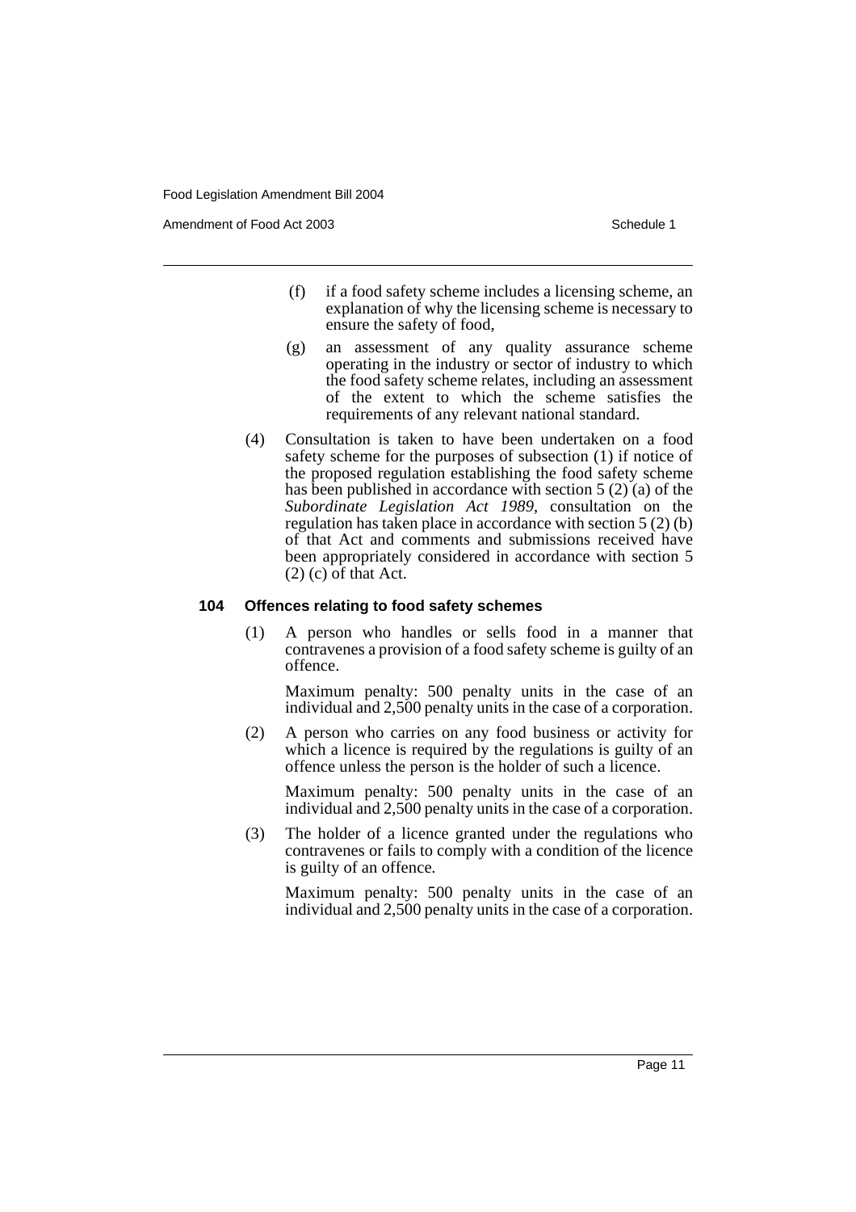(f) if a food safety scheme includes a licensing scheme, an explanation of why the licensing scheme is necessary to ensure the safety of food,

(g) an assessment of any quality assurance scheme operating in the industry or sector of industry to which the food safety scheme relates, including an assessment of the extent to which the scheme satisfies the requirements of any relevant national standard.

(4) Consultation is taken to have been undertaken on a food safety scheme for the purposes of subsection (1) if notice of the proposed regulation establishing the food safety scheme has been published in accordance with section 5 (2) (a) of the *Subordinate Legislation Act 1989*, consultation on the regulation has taken place in accordance with section 5 (2) (b) of that Act and comments and submissions received have been appropriately considered in accordance with section 5 (2) (c) of that Act.

### 104 Offences relating to food safety schemes

(1) A person who handles or sells food in a manner that contravenes a provision of a food safety scheme is guilty of an offence.

Maximum penalty: 500 penalty units in the case of an individual and 2,500 penalty units in the case of a corporation.

(2) A person who carries on any food business or activity for which a licence is required by the regulations is guilty of an offence unless the person is the holder of such a licence.

Maximum penalty: 500 penalty units in the case of an individual and 2,500 penalty units in the case of a corporation.

(3) The holder of a licence granted under the regulations who contravenes or fails to comply with a condition of the licence is guilty of an offence.

Maximum penalty: 500 penalty units in the case of an individual and 2,500 penalty units in the case of a corporation.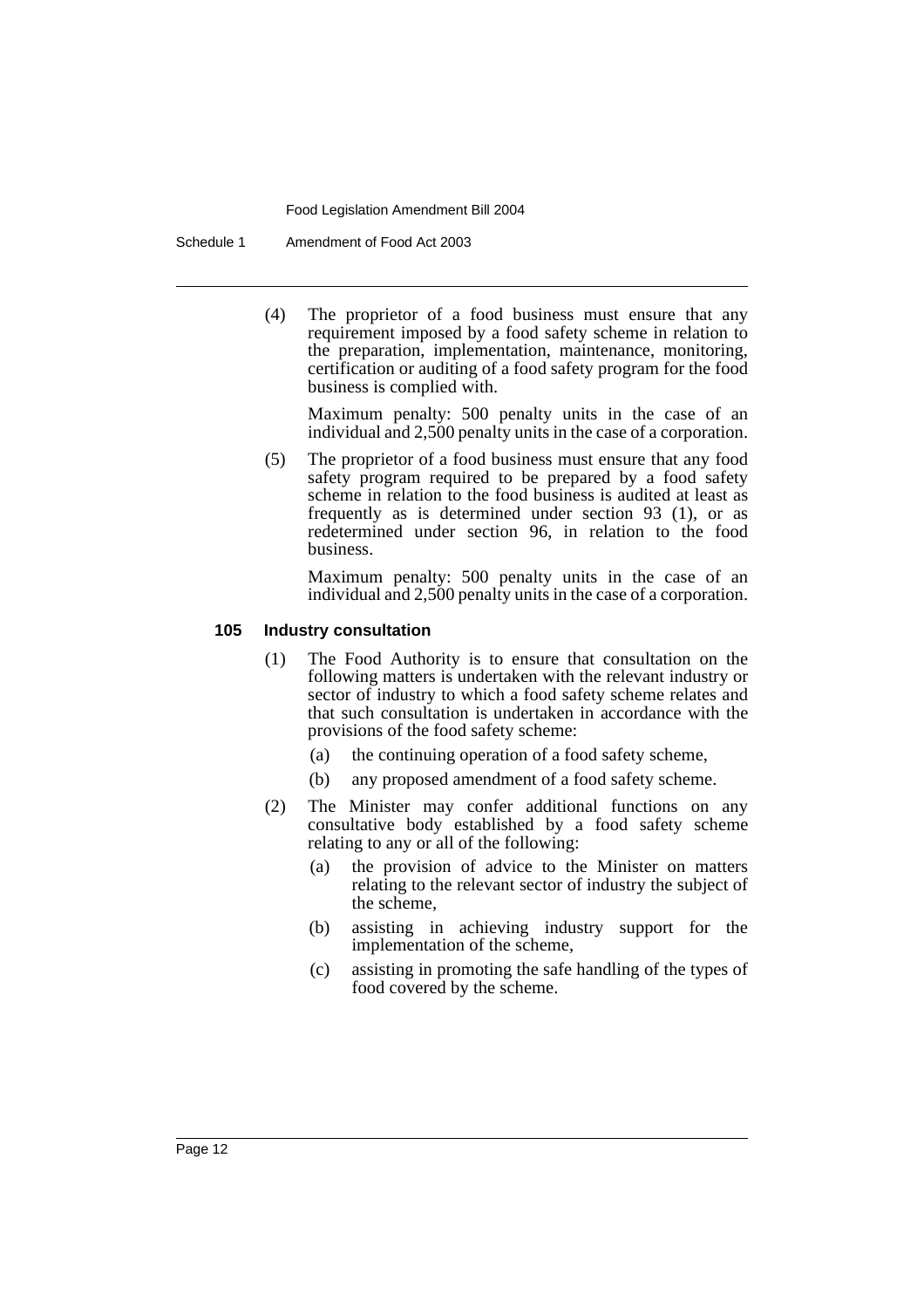(4) The proprietor of a food business must ensure that any requirement imposed by a food safety scheme in relation to the preparation, implementation, maintenance, monitoring, certification or auditing of a food safety program for the food business is complied with.

Maximum penalty: 500 penalty units in the case of an individual and 2,500 penalty units in the case of a corporation.

(5) The proprietor of a food business must ensure that any food safety program required to be prepared by a food safety scheme in relation to the food business is audited at least as frequently as is determined under section 93 (1), or as redetermined under section 96, in relation to the food business.

Maximum penalty: 500 penalty units in the case of an individual and 2,500 penalty units in the case of a corporation.

**105 Industry consultation**

(1) The Food Authority is to ensure that consultation on the following matters is undertaken with the relevant industry or sector of industry to which a food safety scheme relates and that such consultation is undertaken in accordance with the provisions of the food safety scheme:

(a) the continuing operation of a food safety scheme,

(b) any proposed amendment of a food safety scheme.

(2) The Minister may confer additional functions on any consultative body established by a food safety scheme relating to any or all of the following:

(a) the provision of advice to the Minister on matters relating to the relevant sector of industry the subject of the scheme,

(b) assisting in achieving industry support for the implementation of the scheme,

(c) assisting in promoting the safe handling of the types of food covered by the scheme.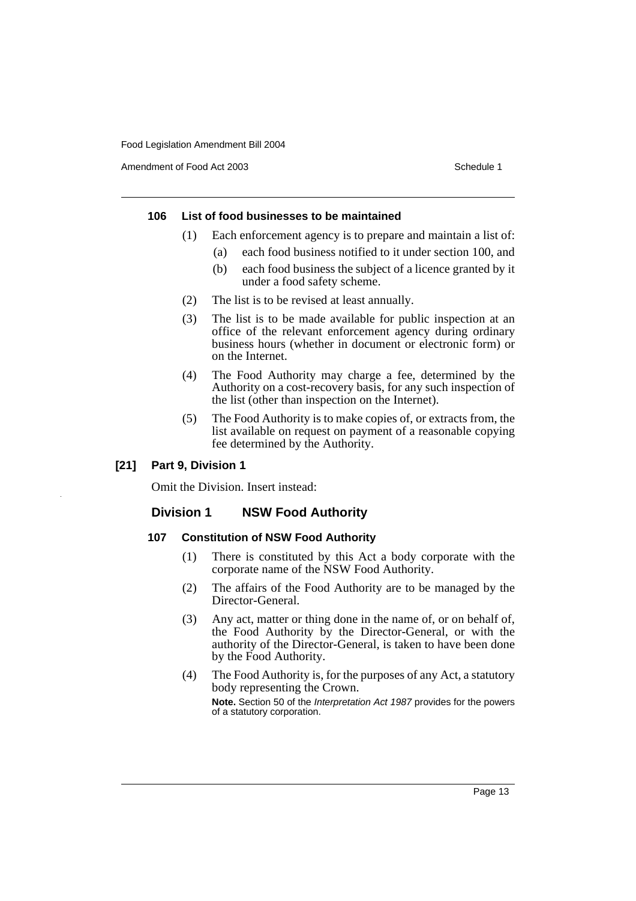#### 106 List of food businesses to be maintained

(1) Each enforcement agency is to prepare and maintain a list of:

(a) each food business notified to it under section 100, and

(b) each food business the subject of a licence granted by it under a food safety scheme.

(2) The list is to be revised at least annually.

(3) The list is to be made available for public inspection at an office of the relevant enforcement agency during ordinary business hours (whether in document or electronic form) or on the Internet.

(4) The Food Authority may charge a fee, determined by the Authority on a cost-recovery basis, for any such inspection of the list (other than inspection on the Internet).

(5) The Food Authority is to make copies of, or extracts from, the list available on request on payment of a reasonable copying fee determined by the Authority.

### [21] Part 9, Division 1

Omit the Division. Insert instead:

## Division 1 NSW Food Authority

#### 107 Constitution of NSW Food Authority

(1) There is constituted by this Act a body corporate with the corporate name of the NSW Food Authority.

(2) The affairs of the Food Authority are to be managed by the Director-General.

(3) Any act, matter or thing done in the name of, or on behalf of, the Food Authority by the Director-General, or with the authority of the Director-General, is taken to have been done by the Food Authority.

(4) The Food Authority is, for the purposes of any Act, a statutory body representing the Crown.

**Note.** Section 50 of the *Interpretation Act 1987* provides for the powers of a statutory corporation.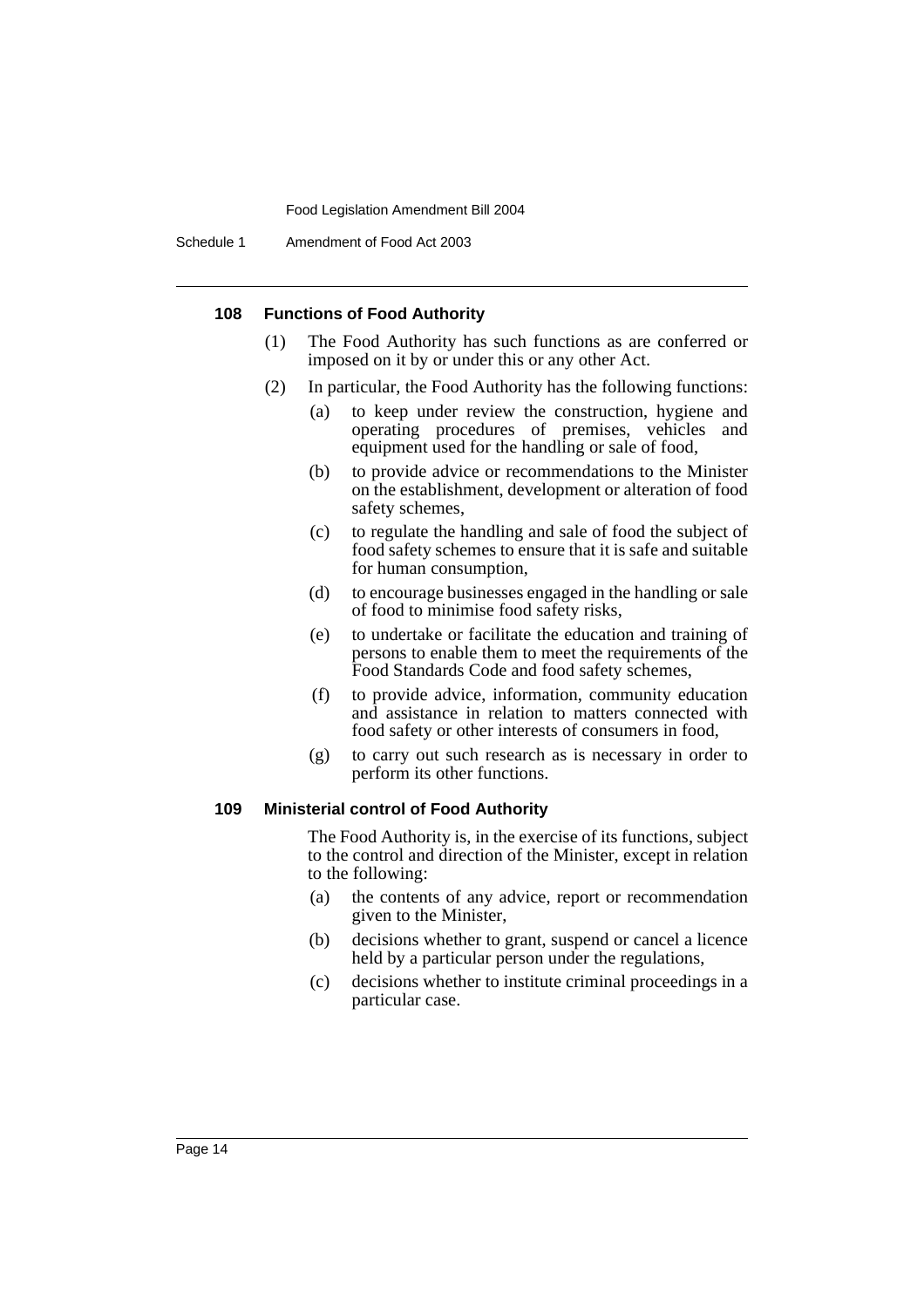#### 108 Functions of Food Authority

(1) The Food Authority has such functions as are conferred or imposed on it by or under this or any other Act.

(2) In particular, the Food Authority has the following functions:

(a) to keep under review the construction, hygiene and operating procedures of premises, vehicles and equipment used for the handling or sale of food,

(b) to provide advice or recommendations to the Minister on the establishment, development or alteration of food safety schemes,

(c) to regulate the handling and sale of food the subject of food safety schemes to ensure that it is safe and suitable for human consumption,

(d) to encourage businesses engaged in the handling or sale of food to minimise food safety risks,

(e) to undertake or facilitate the education and training of persons to enable them to meet the requirements of the Food Standards Code and food safety schemes,

(f) to provide advice, information, community education and assistance in relation to matters connected with food safety or other interests of consumers in food,

(g) to carry out such research as is necessary in order to perform its other functions.

#### 109 Ministerial control of Food Authority

The Food Authority is, in the exercise of its functions, subject to the control and direction of the Minister, except in relation to the following:

(a) the contents of any advice, report or recommendation given to the Minister,

(b) decisions whether to grant, suspend or cancel a licence held by a particular person under the regulations,

(c) decisions whether to institute criminal proceedings in a particular case.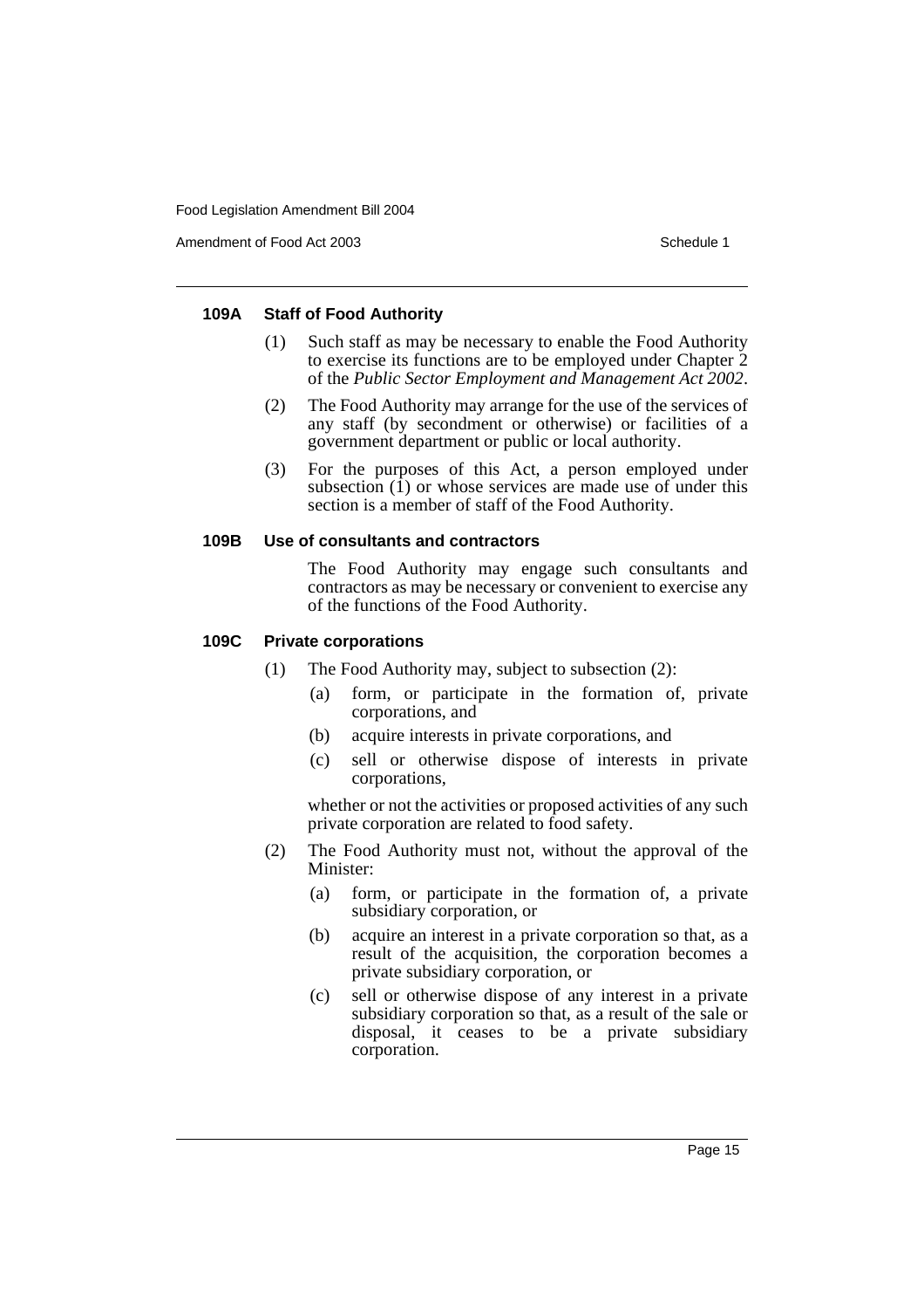#### 109A Staff of Food Authority

(1) Such staff as may be necessary to enable the Food Authority to exercise its functions are to be employed under Chapter 2 of the *Public Sector Employment and Management Act 2002*.

(2) The Food Authority may arrange for the use of the services of any staff (by secondment or otherwise) or facilities of a government department or public or local authority.

(3) For the purposes of this Act, a person employed under subsection (1) or whose services are made use of under this section is a member of staff of the Food Authority.

#### 109B Use of consultants and contractors

The Food Authority may engage such consultants and contractors as may be necessary or convenient to exercise any of the functions of the Food Authority.

#### 109C Private corporations

(1) The Food Authority may, subject to subsection (2):

- (a) form, or participate in the formation of, private corporations, and
- (b) acquire interests in private corporations, and
- (c) sell or otherwise dispose of interests in private corporations,

whether or not the activities or proposed activities of any such private corporation are related to food safety.

(2) The Food Authority must not, without the approval of the Minister:

- (a) form, or participate in the formation of, a private subsidiary corporation, or
- (b) acquire an interest in a private corporation so that, as a result of the acquisition, the corporation becomes a private subsidiary corporation, or
- (c) sell or otherwise dispose of any interest in a private subsidiary corporation so that, as a result of the sale or disposal, it ceases to be a private subsidiary corporation.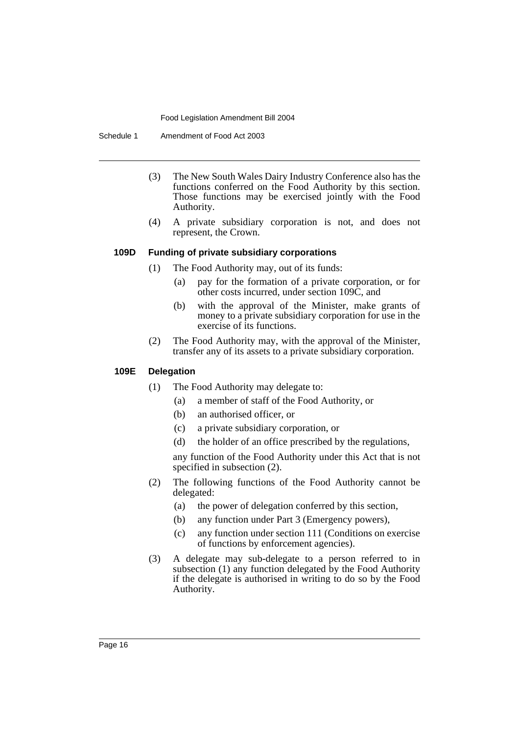(3) The New South Wales Dairy Industry Conference also has the functions conferred on the Food Authority by this section. Those functions may be exercised jointly with the Food Authority.

(4) A private subsidiary corporation is not, and does not represent, the Crown.

### 109D Funding of private subsidiary corporations

(1) The Food Authority may, out of its funds:

- (a) pay for the formation of a private corporation, or for other costs incurred, under section 109C, and
- (b) with the approval of the Minister, make grants of money to a private subsidiary corporation for use in the exercise of its functions.

(2) The Food Authority may, with the approval of the Minister, transfer any of its assets to a private subsidiary corporation.

### 109E Delegation

(1) The Food Authority may delegate to:

- (a) a member of staff of the Food Authority, or
- (b) an authorised officer, or
- (c) a private subsidiary corporation, or
- (d) the holder of an office prescribed by the regulations,

any function of the Food Authority under this Act that is not specified in subsection (2).

(2) The following functions of the Food Authority cannot be delegated:

- (a) the power of delegation conferred by this section,
- (b) any function under Part 3 (Emergency powers),
- (c) any function under section 111 (Conditions on exercise of functions by enforcement agencies).

(3) A delegate may sub-delegate to a person referred to in subsection (1) any function delegated by the Food Authority if the delegate is authorised in writing to do so by the Food Authority.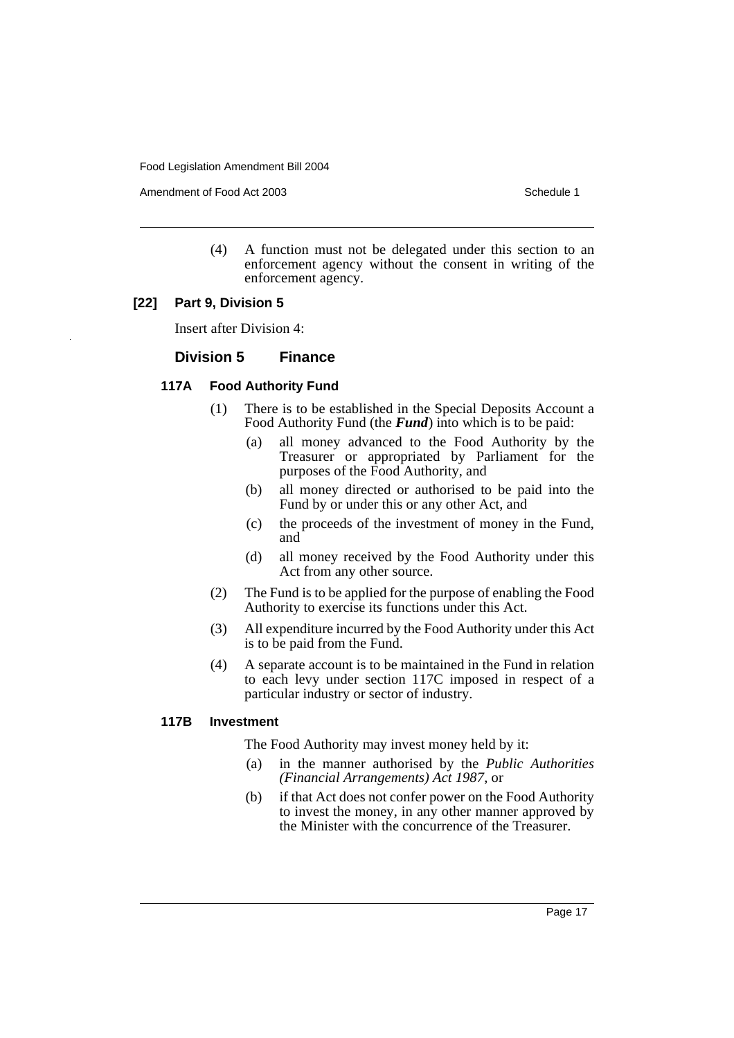(4) A function must not be delegated under this section to an enforcement agency without the consent in writing of the enforcement agency.

### [22] Part 9, Division 5

Insert after Division 4:

## Division 5 Finance

### 117A Food Authority Fund

(1) There is to be established in the Special Deposits Account a Food Authority Fund (the ***Fund***) into which is to be paid:

- (a) all money advanced to the Food Authority by the Treasurer or appropriated by Parliament for the purposes of the Food Authority, and
- (b) all money directed or authorised to be paid into the Fund by or under this or any other Act, and
- (c) the proceeds of the investment of money in the Fund, and
- (d) all money received by the Food Authority under this Act from any other source.

(2) The Fund is to be applied for the purpose of enabling the Food Authority to exercise its functions under this Act.

(3) All expenditure incurred by the Food Authority under this Act is to be paid from the Fund.

(4) A separate account is to be maintained in the Fund in relation to each levy under section 117C imposed in respect of a particular industry or sector of industry.

### 117B Investment

The Food Authority may invest money held by it:

- (a) in the manner authorised by the *Public Authorities (Financial Arrangements) Act 1987*, or
- (b) if that Act does not confer power on the Food Authority to invest the money, in any other manner approved by the Minister with the concurrence of the Treasurer.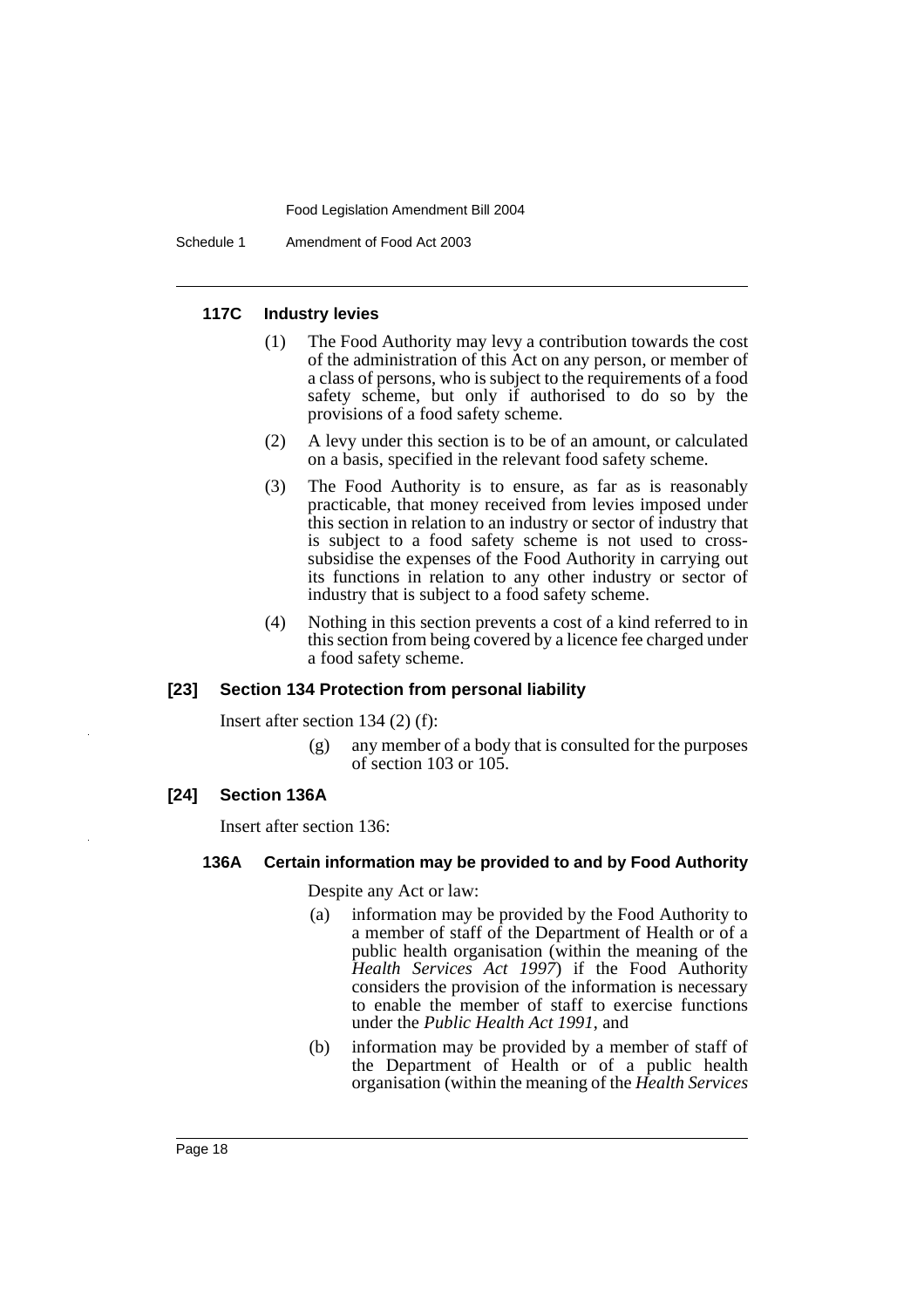#### 117C Industry levies

(1) The Food Authority may levy a contribution towards the cost of the administration of this Act on any person, or member of a class of persons, who is subject to the requirements of a food safety scheme, but only if authorised to do so by the provisions of a food safety scheme.

(2) A levy under this section is to be of an amount, or calculated on a basis, specified in the relevant food safety scheme.

(3) The Food Authority is to ensure, as far as is reasonably practicable, that money received from levies imposed under this section in relation to an industry or sector of industry that is subject to a food safety scheme is not used to cross-subsidise the expenses of the Food Authority in carrying out its functions in relation to any other industry or sector of industry that is subject to a food safety scheme.

(4) Nothing in this section prevents a cost of a kind referred to in this section from being covered by a licence fee charged under a food safety scheme.

### [23] Section 134 Protection from personal liability

Insert after section 134 (2) (f):

(g) any member of a body that is consulted for the purposes of section 103 or 105.

### [24] Section 136A

Insert after section 136:

#### 136A Certain information may be provided to and by Food Authority

Despite any Act or law:

(a) information may be provided by the Food Authority to a member of staff of the Department of Health or of a public health organisation (within the meaning of the *Health Services Act 1997*) if the Food Authority considers the provision of the information is necessary to enable the member of staff to exercise functions under the *Public Health Act 1991*, and

(b) information may be provided by a member of staff of the Department of Health or of a public health organisation (within the meaning of the *Health Services*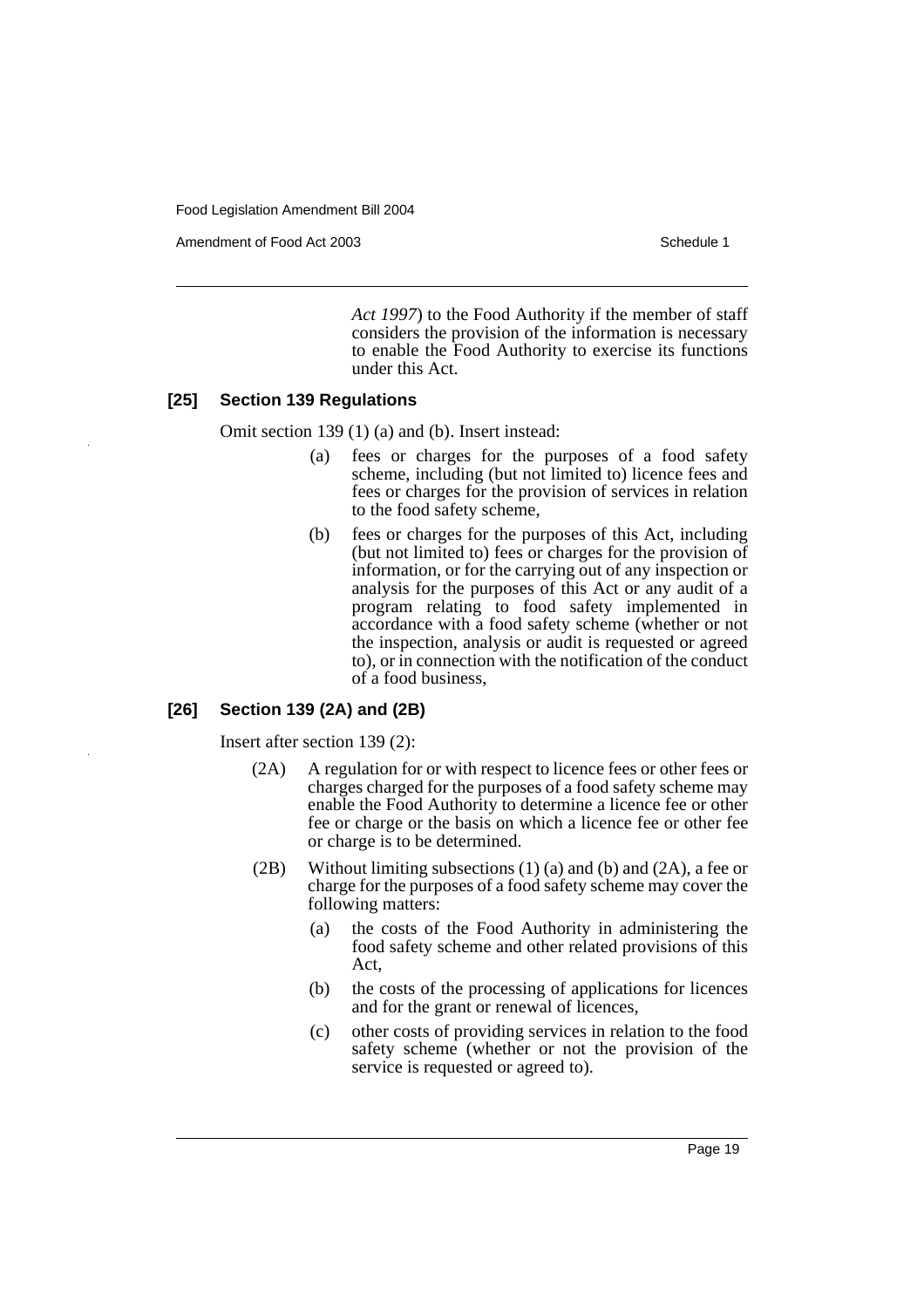*Act 1997*) to the Food Authority if the member of staff considers the provision of the information is necessary to enable the Food Authority to exercise its functions under this Act.

### [25] Section 139 Regulations

Omit section 139 (1) (a) and (b). Insert instead:

- (a) fees or charges for the purposes of a food safety scheme, including (but not limited to) licence fees and fees or charges for the provision of services in relation to the food safety scheme,
- (b) fees or charges for the purposes of this Act, including (but not limited to) fees or charges for the provision of information, or for the carrying out of any inspection or analysis for the purposes of this Act or any audit of a program relating to food safety implemented in accordance with a food safety scheme (whether or not the inspection, analysis or audit is requested or agreed to), or in connection with the notification of the conduct of a food business,

### [26] Section 139 (2A) and (2B)

Insert after section 139 (2):

(2A) A regulation for or with respect to licence fees or other fees or charges charged for the purposes of a food safety scheme may enable the Food Authority to determine a licence fee or other fee or charge or the basis on which a licence fee or other fee or charge is to be determined.

(2B) Without limiting subsections (1) (a) and (b) and (2A), a fee or charge for the purposes of a food safety scheme may cover the following matters:

- (a) the costs of the Food Authority in administering the food safety scheme and other related provisions of this Act,
- (b) the costs of the processing of applications for licences and for the grant or renewal of licences,
- (c) other costs of providing services in relation to the food safety scheme (whether or not the provision of the service is requested or agreed to).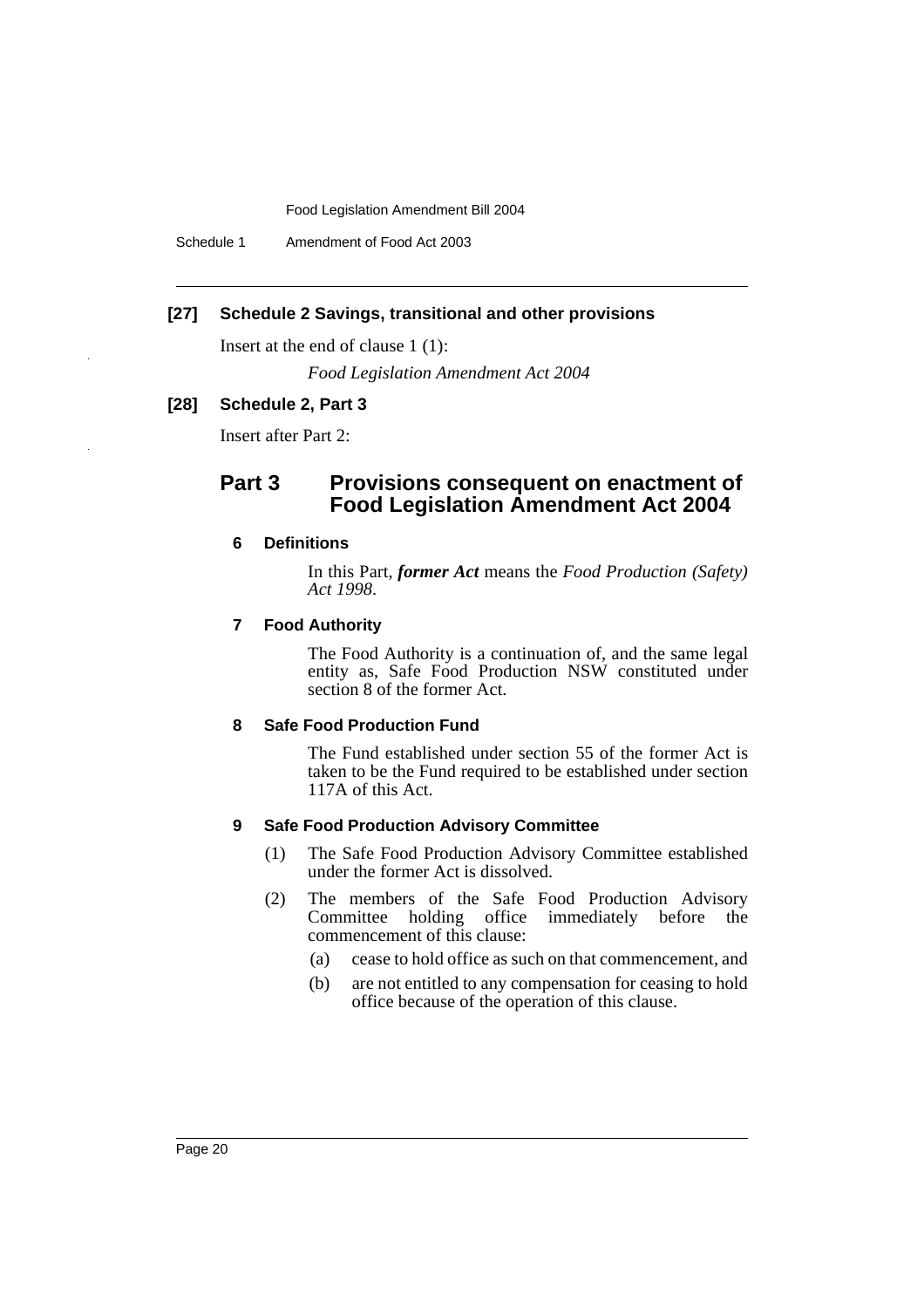**[27] Schedule 2 Savings, transitional and other provisions**

Insert at the end of clause 1 (1):

*Food Legislation Amendment Act 2004*

**[28] Schedule 2, Part 3**

Insert after Part 2:

## Part 3 Provisions consequent on enactment of Food Legislation Amendment Act 2004

### 6 Definitions

In this Part, ***former Act*** means the *Food Production (Safety) Act 1998*.

### 7 Food Authority

The Food Authority is a continuation of, and the same legal entity as, Safe Food Production NSW constituted under section 8 of the former Act.

### 8 Safe Food Production Fund

The Fund established under section 55 of the former Act is taken to be the Fund required to be established under section 117A of this Act.

### 9 Safe Food Production Advisory Committee

(1) The Safe Food Production Advisory Committee established under the former Act is dissolved.

(2) The members of the Safe Food Production Advisory Committee holding office immediately before the commencement of this clause:

- (a) cease to hold office as such on that commencement, and
- (b) are not entitled to any compensation for ceasing to hold office because of the operation of this clause.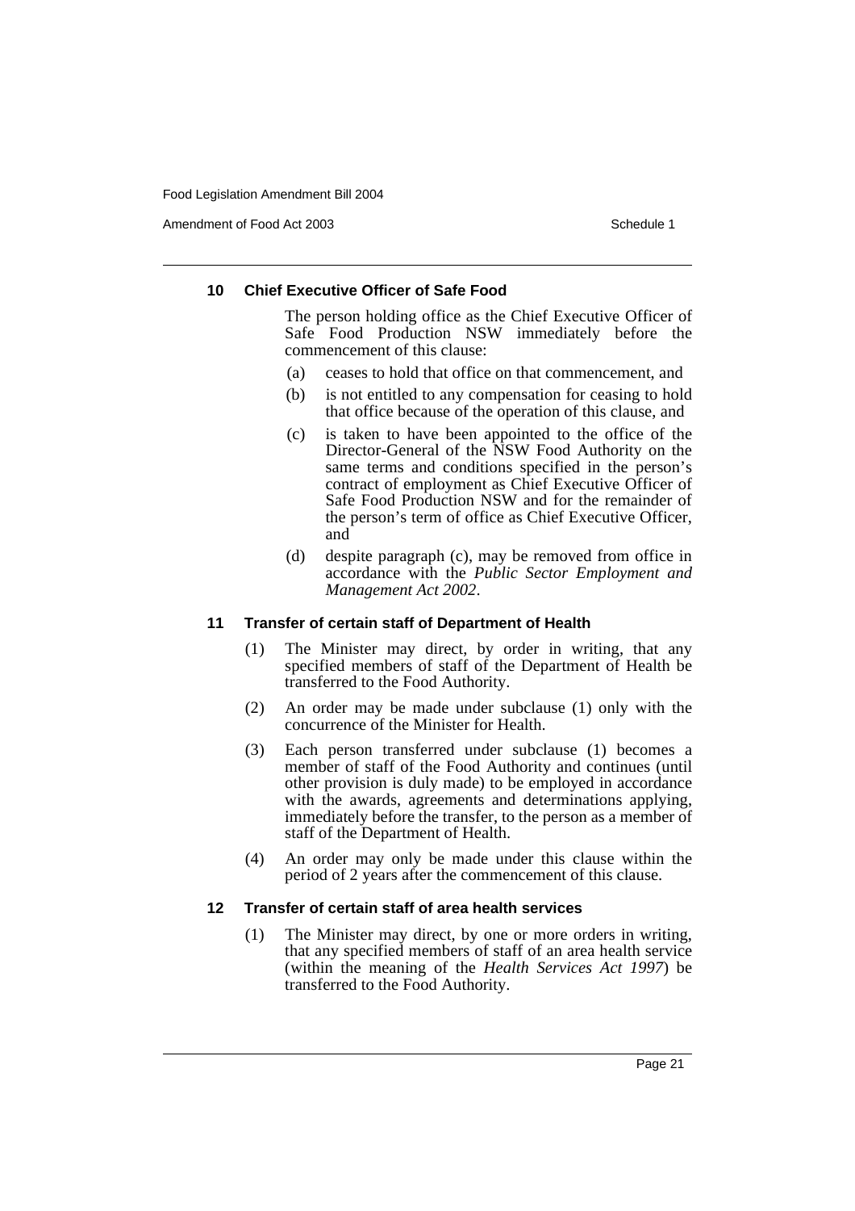### 10 Chief Executive Officer of Safe Food

The person holding office as the Chief Executive Officer of Safe Food Production NSW immediately before the commencement of this clause:

(a) ceases to hold that office on that commencement, and

(b) is not entitled to any compensation for ceasing to hold that office because of the operation of this clause, and

(c) is taken to have been appointed to the office of the Director-General of the NSW Food Authority on the same terms and conditions specified in the person's contract of employment as Chief Executive Officer of Safe Food Production NSW and for the remainder of the person's term of office as Chief Executive Officer, and

(d) despite paragraph (c), may be removed from office in accordance with the *Public Sector Employment and Management Act 2002*.

### 11 Transfer of certain staff of Department of Health

(1) The Minister may direct, by order in writing, that any specified members of staff of the Department of Health be transferred to the Food Authority.

(2) An order may be made under subclause (1) only with the concurrence of the Minister for Health.

(3) Each person transferred under subclause (1) becomes a member of staff of the Food Authority and continues (until other provision is duly made) to be employed in accordance with the awards, agreements and determinations applying, immediately before the transfer, to the person as a member of staff of the Department of Health.

(4) An order may only be made under this clause within the period of 2 years after the commencement of this clause.

### 12 Transfer of certain staff of area health services

(1) The Minister may direct, by one or more orders in writing, that any specified members of staff of an area health service (within the meaning of the *Health Services Act 1997*) be transferred to the Food Authority.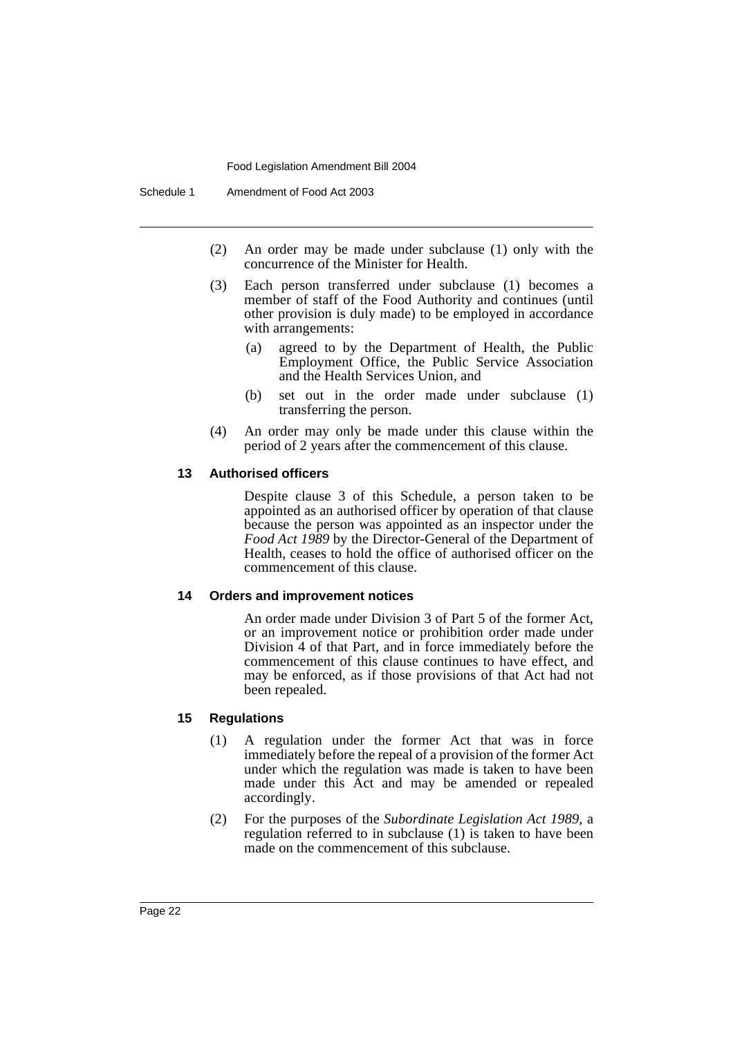(2) An order may be made under subclause (1) only with the concurrence of the Minister for Health.

(3) Each person transferred under subclause (1) becomes a member of staff of the Food Authority and continues (until other provision is duly made) to be employed in accordance with arrangements:

(a) agreed to by the Department of Health, the Public Employment Office, the Public Service Association and the Health Services Union, and

(b) set out in the order made under subclause (1) transferring the person.

(4) An order may only be made under this clause within the period of 2 years after the commencement of this clause.

### 13 Authorised officers

Despite clause 3 of this Schedule, a person taken to be appointed as an authorised officer by operation of that clause because the person was appointed as an inspector under the *Food Act 1989* by the Director-General of the Department of Health, ceases to hold the office of authorised officer on the commencement of this clause.

### 14 Orders and improvement notices

An order made under Division 3 of Part 5 of the former Act, or an improvement notice or prohibition order made under Division 4 of that Part, and in force immediately before the commencement of this clause continues to have effect, and may be enforced, as if those provisions of that Act had not been repealed.

### 15 Regulations

(1) A regulation under the former Act that was in force immediately before the repeal of a provision of the former Act under which the regulation was made is taken to have been made under this Act and may be amended or repealed accordingly.

(2) For the purposes of the *Subordinate Legislation Act 1989*, a regulation referred to in subclause (1) is taken to have been made on the commencement of this subclause.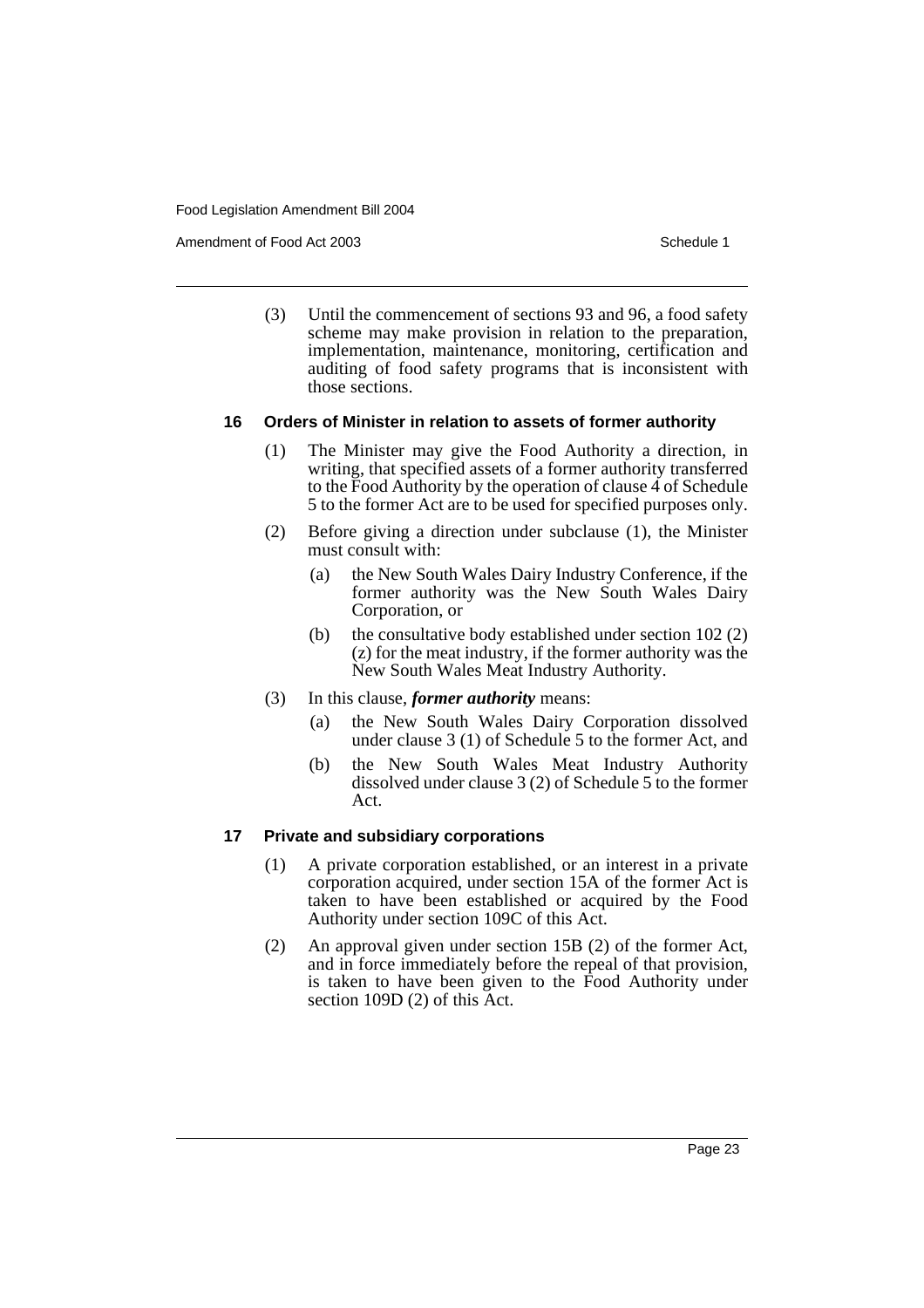(3) Until the commencement of sections 93 and 96, a food safety scheme may make provision in relation to the preparation, implementation, maintenance, monitoring, certification and auditing of food safety programs that is inconsistent with those sections.

#### 16 Orders of Minister in relation to assets of former authority

(1) The Minister may give the Food Authority a direction, in writing, that specified assets of a former authority transferred to the Food Authority by the operation of clause 4 of Schedule 5 to the former Act are to be used for specified purposes only.

(2) Before giving a direction under subclause (1), the Minister must consult with:

- (a) the New South Wales Dairy Industry Conference, if the former authority was the New South Wales Dairy Corporation, or
- (b) the consultative body established under section 102 (2) (z) for the meat industry, if the former authority was the New South Wales Meat Industry Authority.

(3) In this clause, ***former authority*** means:

- (a) the New South Wales Dairy Corporation dissolved under clause 3 (1) of Schedule 5 to the former Act, and
- (b) the New South Wales Meat Industry Authority dissolved under clause 3 (2) of Schedule 5 to the former Act.

#### 17 Private and subsidiary corporations

(1) A private corporation established, or an interest in a private corporation acquired, under section 15A of the former Act is taken to have been established or acquired by the Food Authority under section 109C of this Act.

(2) An approval given under section 15B (2) of the former Act, and in force immediately before the repeal of that provision, is taken to have been given to the Food Authority under section 109D (2) of this Act.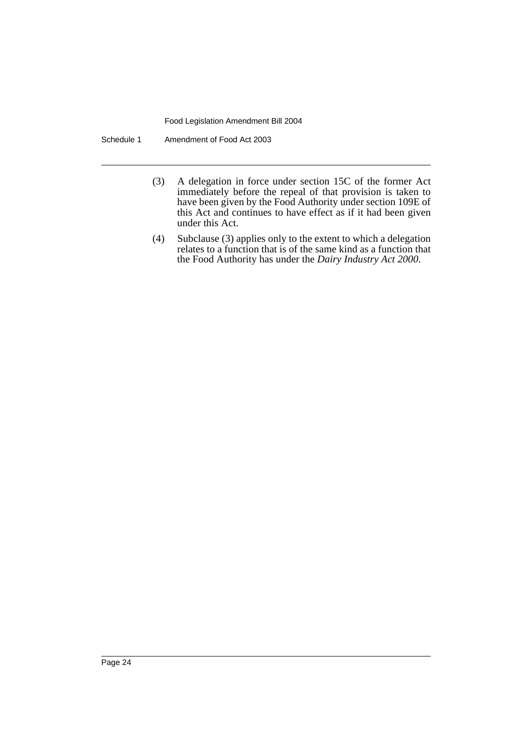(3) A delegation in force under section 15C of the former Act immediately before the repeal of that provision is taken to have been given by the Food Authority under section 109E of this Act and continues to have effect as if it had been given under this Act.

(4) Subclause (3) applies only to the extent to which a delegation relates to a function that is of the same kind as a function that the Food Authority has under the *Dairy Industry Act 2000*.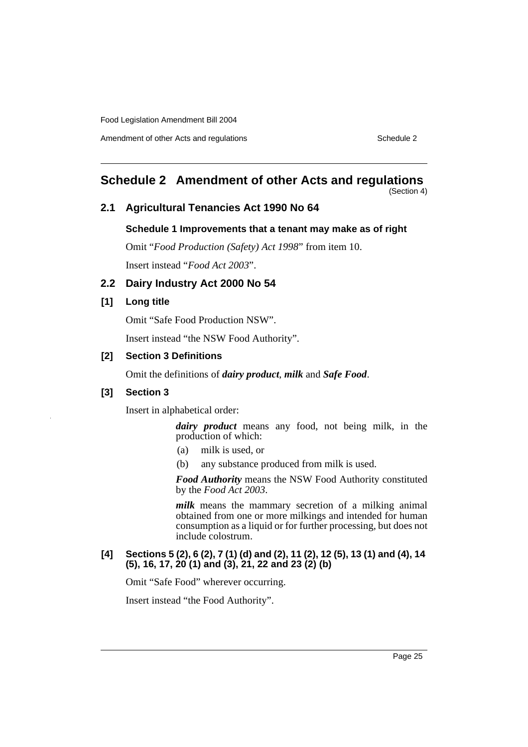## Schedule 2 Amendment of other Acts and regulations

(Section 4)

### 2.1 Agricultural Tenancies Act 1990 No 64

#### Schedule 1 Improvements that a tenant may make as of right

Omit "*Food Production (Safety) Act 1998*" from item 10.

Insert instead "*Food Act 2003*".

### 2.2 Dairy Industry Act 2000 No 54

#### [1] Long title

Omit "Safe Food Production NSW".

Insert instead "the NSW Food Authority".

#### [2] Section 3 Definitions

Omit the definitions of ***dairy product***, ***milk*** and ***Safe Food***.

#### [3] Section 3

Insert in alphabetical order:

> ***dairy product*** means any food, not being milk, in the production of which:
>
> (a) milk is used, or
>
> (b) any substance produced from milk is used.
>
> ***Food Authority*** means the NSW Food Authority constituted by the *Food Act 2003*.
>
> ***milk*** means the mammary secretion of a milking animal obtained from one or more milkings and intended for human consumption as a liquid or for further processing, but does not include colostrum.

#### [4] Sections 5 (2), 6 (2), 7 (1) (d) and (2), 11 (2), 12 (5), 13 (1) and (4), 14 (5), 16, 17, 20 (1) and (3), 21, 22 and 23 (2) (b)

Omit "Safe Food" wherever occurring.

Insert instead "the Food Authority".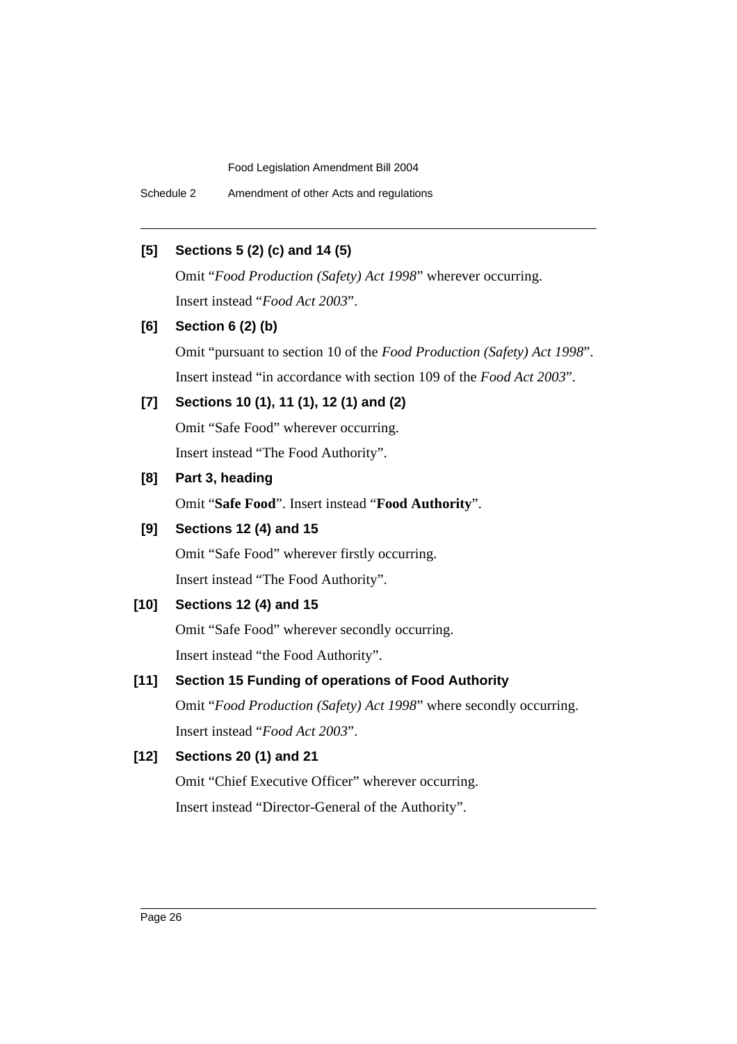**[5] Sections 5 (2) (c) and 14 (5)**

Omit "*Food Production (Safety) Act 1998*" wherever occurring.

Insert instead "*Food Act 2003*".

**[6] Section 6 (2) (b)**

Omit "pursuant to section 10 of the *Food Production (Safety) Act 1998*".

Insert instead "in accordance with section 109 of the *Food Act 2003*".

**[7] Sections 10 (1), 11 (1), 12 (1) and (2)**

Omit "Safe Food" wherever occurring.

Insert instead "The Food Authority".

**[8] Part 3, heading**

Omit "**Safe Food**". Insert instead "**Food Authority**".

**[9] Sections 12 (4) and 15**

Omit "Safe Food" wherever firstly occurring.

Insert instead "The Food Authority".

**[10] Sections 12 (4) and 15**

Omit "Safe Food" wherever secondly occurring.

Insert instead "the Food Authority".

**[11] Section 15 Funding of operations of Food Authority**

Omit "*Food Production (Safety) Act 1998*" where secondly occurring.

Insert instead "*Food Act 2003*".

**[12] Sections 20 (1) and 21**

Omit "Chief Executive Officer" wherever occurring.

Insert instead "Director-General of the Authority".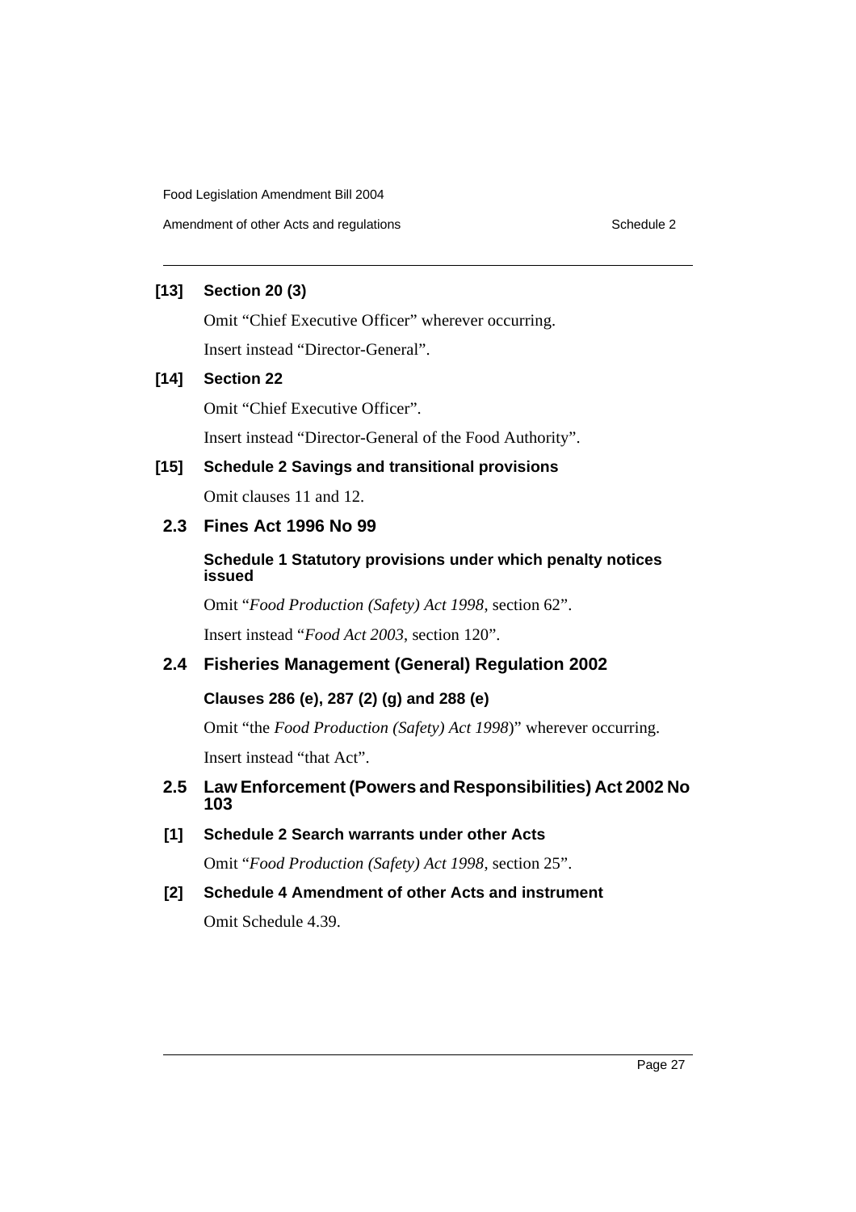**[13] Section 20 (3)**

Omit "Chief Executive Officer" wherever occurring.

Insert instead "Director-General".

**[14] Section 22**

Omit "Chief Executive Officer".

Insert instead "Director-General of the Food Authority".

**[15] Schedule 2 Savings and transitional provisions**

Omit clauses 11 and 12.

## 2.3 Fines Act 1996 No 99

**Schedule 1 Statutory provisions under which penalty notices issued**

Omit "*Food Production (Safety) Act 1998*, section 62".

Insert instead "*Food Act 2003*, section 120".

## 2.4 Fisheries Management (General) Regulation 2002

**Clauses 286 (e), 287 (2) (g) and 288 (e)**

Omit "the *Food Production (Safety) Act 1998*)" wherever occurring.

Insert instead "that Act".

## 2.5 Law Enforcement (Powers and Responsibilities) Act 2002 No 103

**[1] Schedule 2 Search warrants under other Acts**

Omit "*Food Production (Safety) Act 1998*, section 25".

**[2] Schedule 4 Amendment of other Acts and instrument**

Omit Schedule 4.39.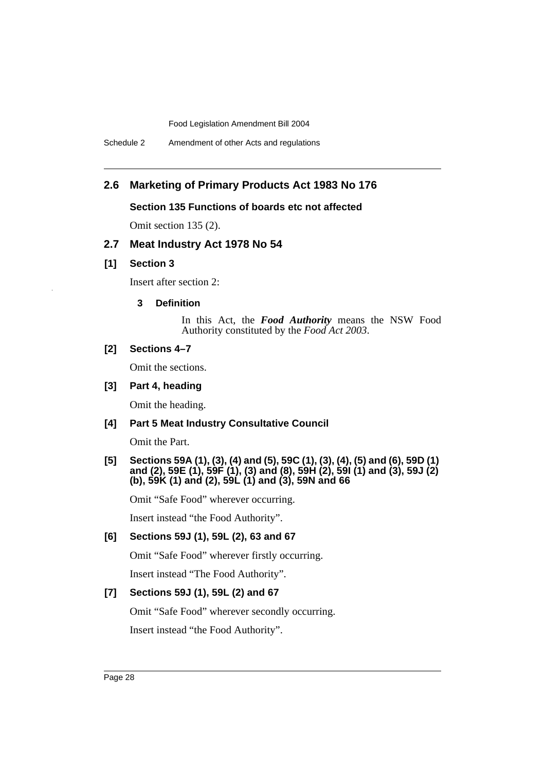## 2.6 Marketing of Primary Products Act 1983 No 176

**Section 135 Functions of boards etc not affected**

Omit section 135 (2).

## 2.7 Meat Industry Act 1978 No 54

**[1] Section 3**

Insert after section 2:

**3 Definition**

In this Act, the ***Food Authority*** means the NSW Food Authority constituted by the *Food Act 2003*.

**[2] Sections 4–7**

Omit the sections.

**[3] Part 4, heading**

Omit the heading.

**[4] Part 5 Meat Industry Consultative Council**

Omit the Part.

**[5] Sections 59A (1), (3), (4) and (5), 59C (1), (3), (4), (5) and (6), 59D (1) and (2), 59E (1), 59F (1), (3) and (8), 59H (2), 59I (1) and (3), 59J (2) (b), 59K (1) and (2), 59L (1) and (3), 59N and 66**

Omit "Safe Food" wherever occurring.

Insert instead "the Food Authority".

**[6] Sections 59J (1), 59L (2), 63 and 67**

Omit "Safe Food" wherever firstly occurring.

Insert instead "The Food Authority".

**[7] Sections 59J (1), 59L (2) and 67**

Omit "Safe Food" wherever secondly occurring.

Insert instead "the Food Authority".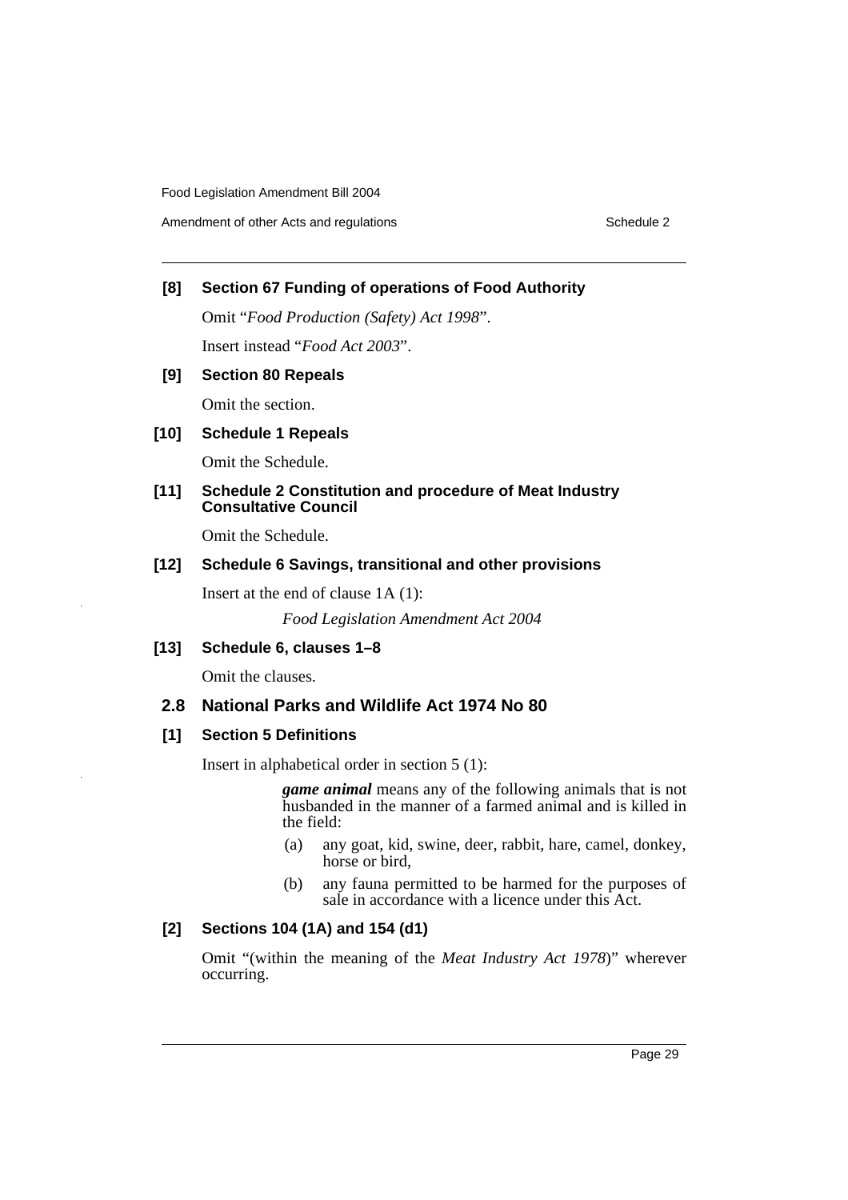### [8] Section 67 Funding of operations of Food Authority

Omit "*Food Production (Safety) Act 1998*".

Insert instead "*Food Act 2003*".

### [9] Section 80 Repeals

Omit the section.

### [10] Schedule 1 Repeals

Omit the Schedule.

### [11] Schedule 2 Constitution and procedure of Meat Industry Consultative Council

Omit the Schedule.

### [12] Schedule 6 Savings, transitional and other provisions

Insert at the end of clause 1A (1):

*Food Legislation Amendment Act 2004*

### [13] Schedule 6, clauses 1–8

Omit the clauses.

## 2.8 National Parks and Wildlife Act 1974 No 80

### [1] Section 5 Definitions

Insert in alphabetical order in section 5 (1):

***game animal*** means any of the following animals that is not husbanded in the manner of a farmed animal and is killed in the field:

(a) any goat, kid, swine, deer, rabbit, hare, camel, donkey, horse or bird,

(b) any fauna permitted to be harmed for the purposes of sale in accordance with a licence under this Act.

### [2] Sections 104 (1A) and 154 (d1)

Omit "(within the meaning of the *Meat Industry Act 1978*)" wherever occurring.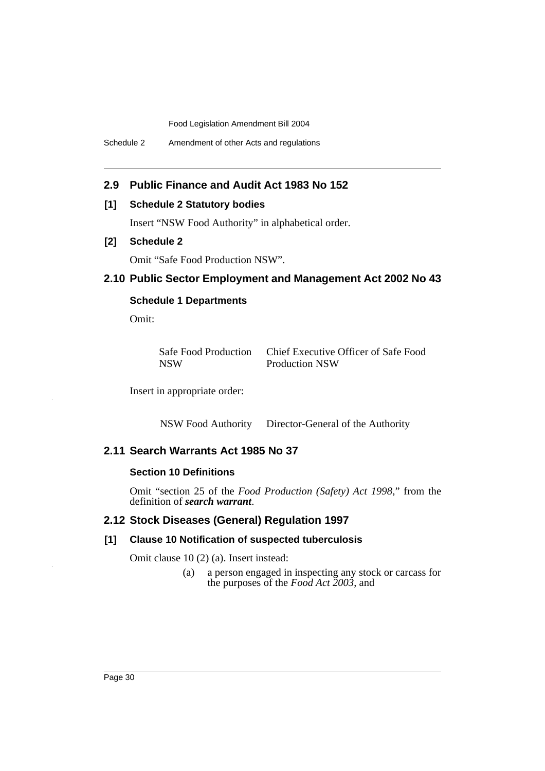## 2.9 Public Finance and Audit Act 1983 No 152

### [1] Schedule 2 Statutory bodies

Insert "NSW Food Authority" in alphabetical order.

### [2] Schedule 2

Omit "Safe Food Production NSW".

## 2.10 Public Sector Employment and Management Act 2002 No 43

### Schedule 1 Departments

Omit:

| | |
|---|---|
| Safe Food Production NSW | Chief Executive Officer of Safe Food Production NSW |

Insert in appropriate order:

| | |
|---|---|
| NSW Food Authority | Director-General of the Authority |

## 2.11 Search Warrants Act 1985 No 37

### Section 10 Definitions

Omit "section 25 of the *Food Production (Safety) Act 1998*," from the definition of ***search warrant***.

## 2.12 Stock Diseases (General) Regulation 1997

### [1] Clause 10 Notification of suspected tuberculosis

Omit clause 10 (2) (a). Insert instead:

(a) a person engaged in inspecting any stock or carcass for the purposes of the *Food Act 2003*, and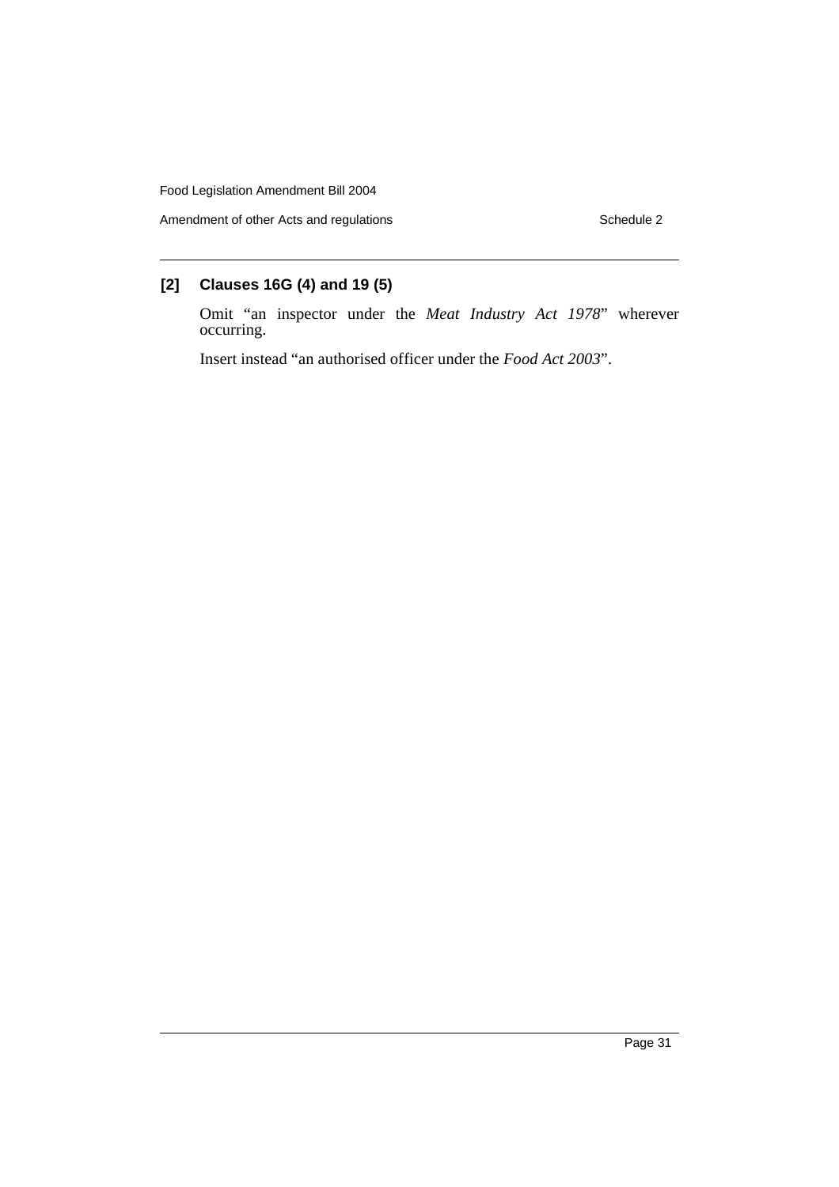### [2] Clauses 16G (4) and 19 (5)

Omit "an inspector under the *Meat Industry Act 1978*" wherever occurring.

Insert instead "an authorised officer under the *Food Act 2003*".